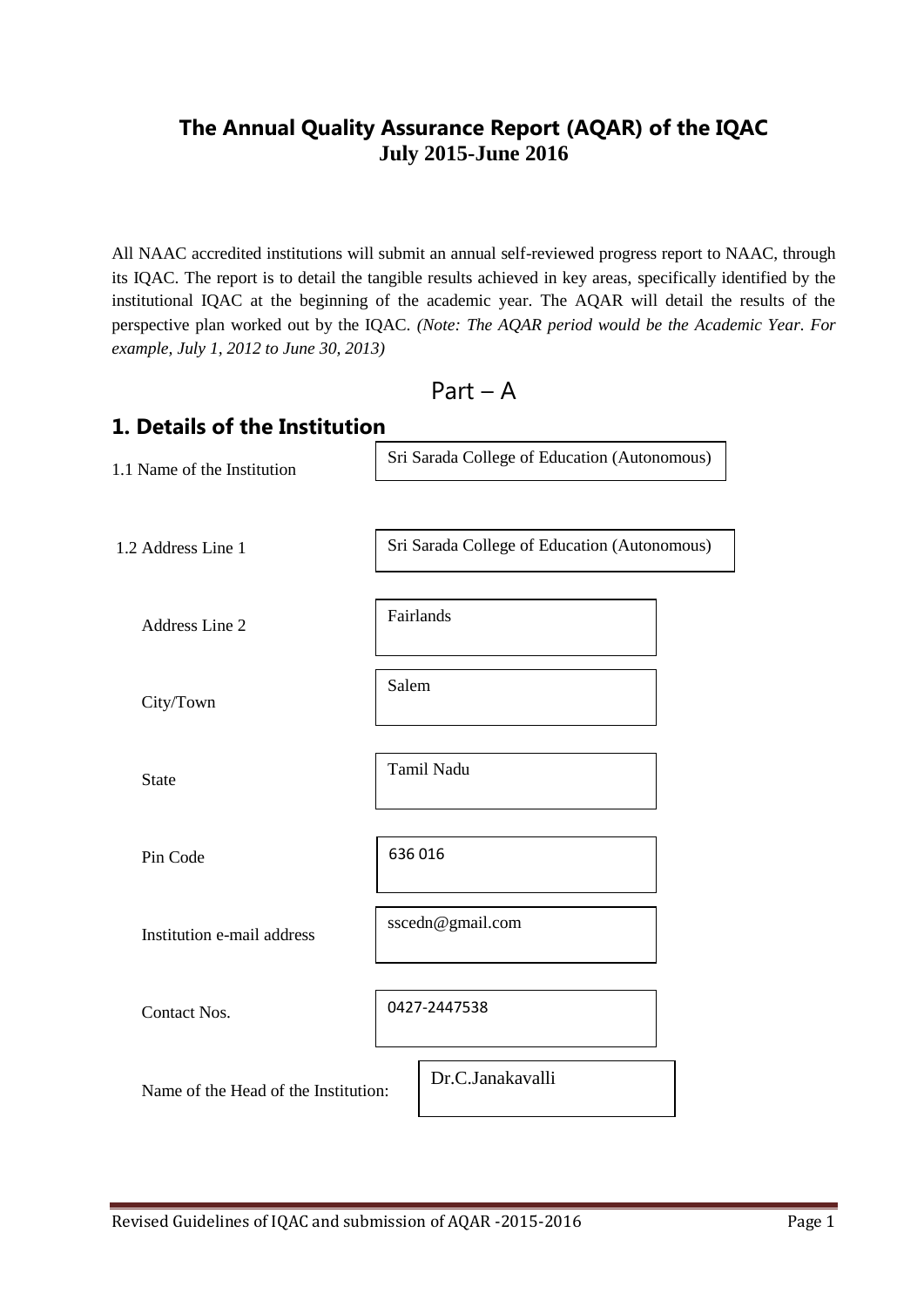# The Annual Quality Assurance Report (AQAR) of the IQAC
**July 2015-June 2016**

All NAAC accredited institutions will submit an annual self-reviewed progress report to NAAC, through its IQAC. The report is to detail the tangible results achieved in key areas, specifically identified by the institutional IQAC at the beginning of the academic year. The AQAR will detail the results of the perspective plan worked out by the IQAC. *(Note: The AQAR period would be the Academic Year. For example, July 1, 2012 to June 30, 2013)*

## Part – A

## 1. Details of the Institution

| | |
|---|---|
| 1.1 Name of the Institution | Sri Sarada College of Education (Autonomous) |
| 1.2 Address Line 1 | Sri Sarada College of Education (Autonomous) |
| Address Line 2 | Fairlands |
| City/Town | Salem |
| State | Tamil Nadu |
| Pin Code | 636 016 |
| Institution e-mail address | sscedn@gmail.com |
| Contact Nos. | 0427-2447538 |
| Name of the Head of the Institution: | Dr.C.Janakavalli |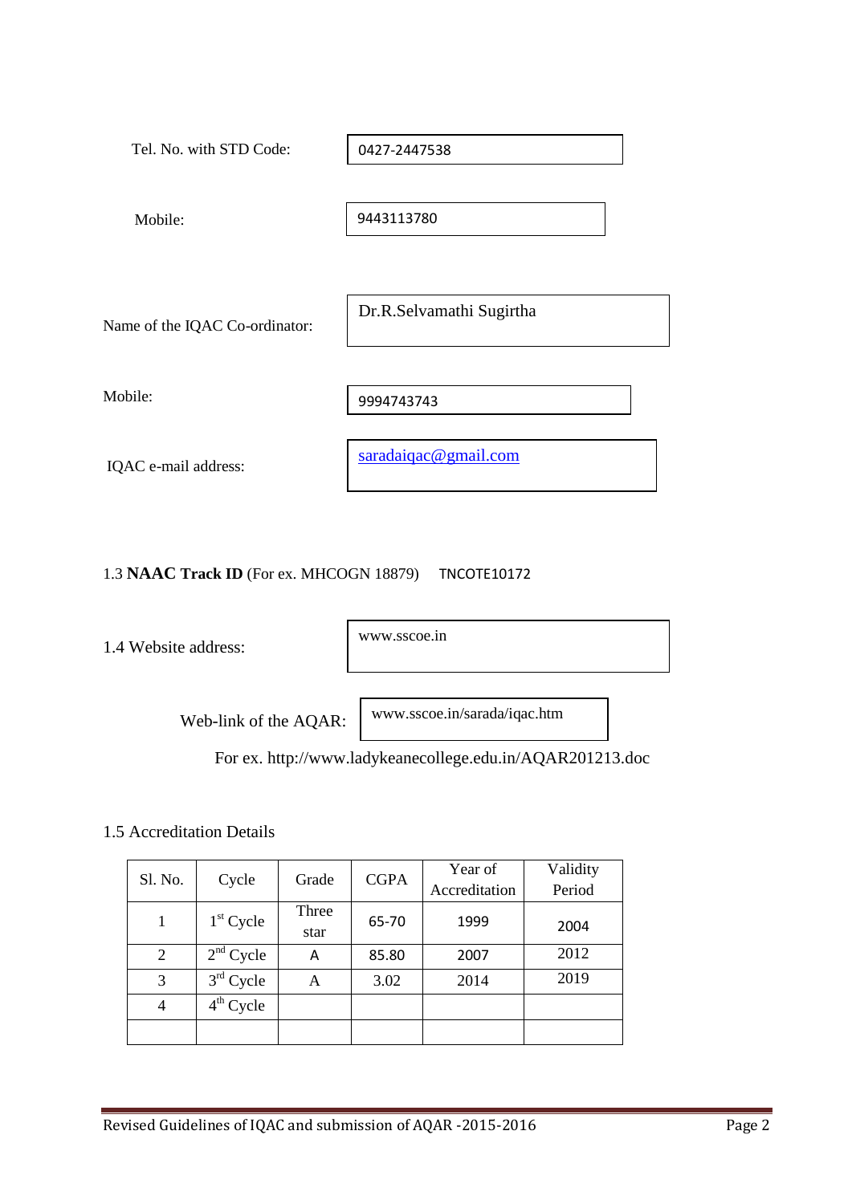Tel. No. with STD Code: 0427-2447538

Mobile: 9443113780

Name of the IQAC Co-ordinator: Dr.R.Selvamathi Sugirtha

Mobile: 9994743743

IQAC e-mail address: saradaiqac@gmail.com

1.3 **NAAC Track ID** (For ex. MHCOGN 18879) TNCOTE10172

1.4 Website address: www.sscoe.in

Web-link of the AQAR: www.sscoe.in/sarada/iqac.htm

For ex. http://www.ladykeanecollege.edu.in/AQAR201213.doc

1.5 Accreditation Details

| Sl. No. | Cycle | Grade | CGPA | Year of Accreditation | Validity Period |
|---|---|---|---|---|---|
| 1 | 1st Cycle | Three star | 65-70 | 1999 | 2004 |
| 2 | 2nd Cycle | A | 85.80 | 2007 | 2012 |
| 3 | 3rd Cycle | A | 3.02 | 2014 | 2019 |
| 4 | 4th Cycle | | | | |
| | | | | | |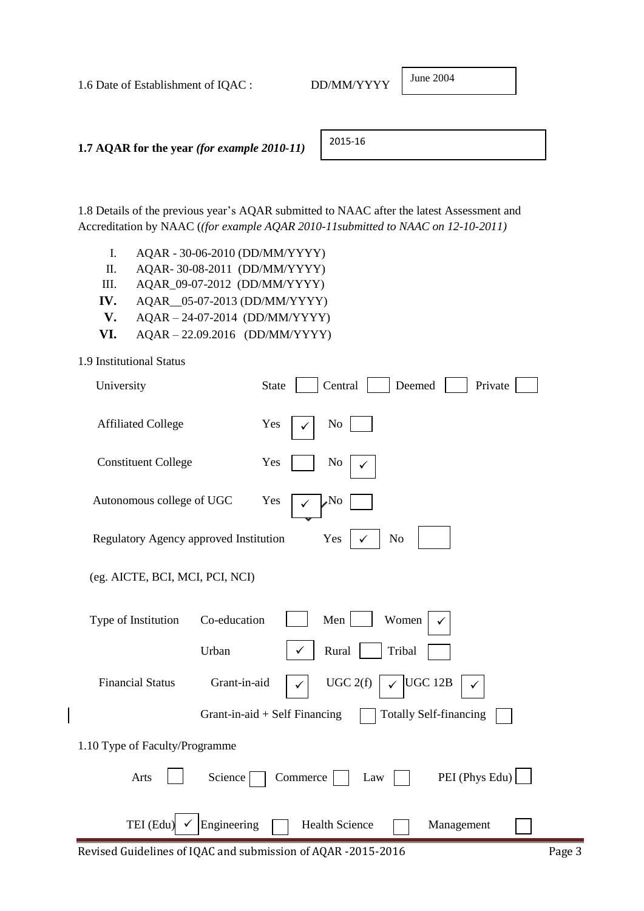1.6 Date of Establishment of IQAC : DD/MM/YYYY June 2004

**1.7 AQAR for the year** ***(for example 2010-11)*** 2015-16

1.8 Details of the previous year's AQAR submitted to NAAC after the latest Assessment and Accreditation by NAAC (*(for example AQAR 2010-11submitted to NAAC on 12-10-2011)*

I. AQAR - 30-06-2010 (DD/MM/YYYY)
II. AQAR- 30-08-2011 (DD/MM/YYYY)
III. AQAR_09-07-2012 (DD/MM/YYYY)
**IV.** AQAR__05-07-2013 (DD/MM/YYYY)
**V.** AQAR – 24-07-2014 (DD/MM/YYYY)
**VI.** AQAR – 22.09.2016 (DD/MM/YYYY)

1.9 Institutional Status

University: State ☐ Central ☐ Deemed ☐ Private ☐

Affiliated College: Yes ✓ No ☐

Constituent College: Yes ☐ No ✓

Autonomous college of UGC: Yes ✓ No ☐

Regulatory Agency approved Institution: Yes ✓ No ☐

(eg. AICTE, BCI, MCI, PCI, NCI)

Type of Institution: Co-education ☐ Men ☐ Women ✓

Urban ✓ Rural ☐ Tribal ☐

Financial Status: Grant-in-aid ✓ UGC 2(f) ✓ UGC 12B ✓

Grant-in-aid + Self Financing ☐ Totally Self-financing ☐

1.10 Type of Faculty/Programme

Arts ☐ Science ☐ Commerce ☐ Law ☐ PEI (Phys Edu) ☐

TEI (Edu) ✓ Engineering ☐ Health Science ☐ Management ☐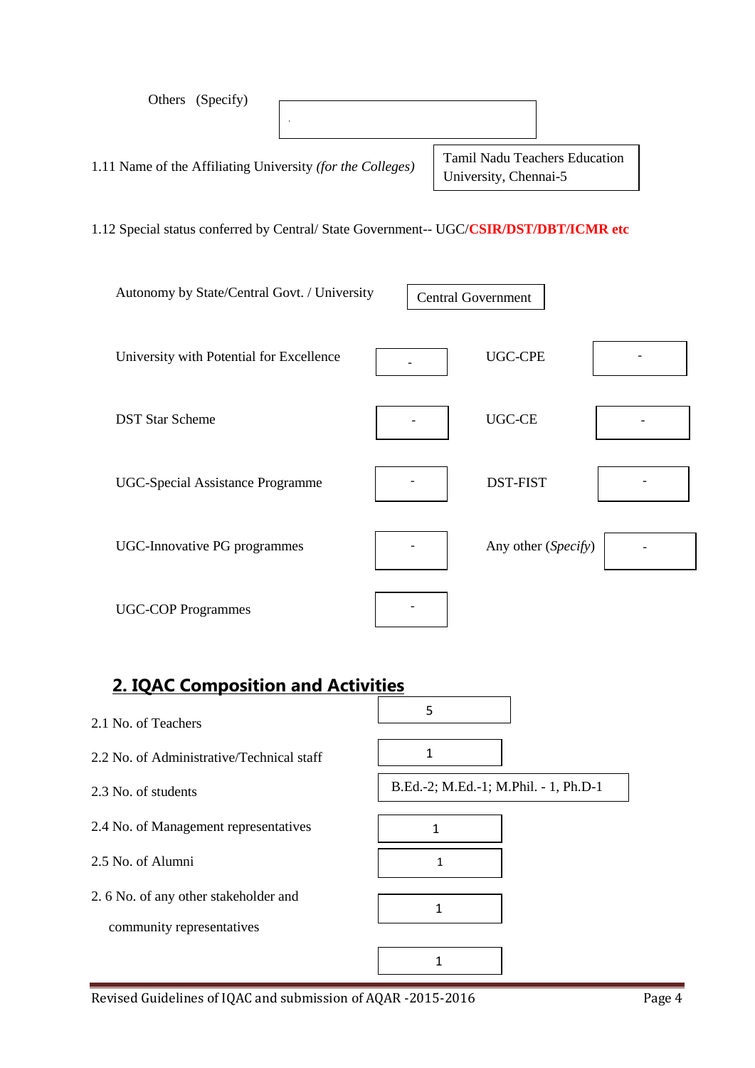Others (Specify)

1.11 Name of the Affiliating University *(for the Colleges)*: Tamil Nadu Teachers Education University, Chennai-5

1.12 Special status conferred by Central/ State Government-- UGC/**CSIR/DST/DBT/ICMR etc**

| | | | |
|---|---|---|---|
| Autonomy by State/Central Govt. / University | Central Government | | |
| University with Potential for Excellence | - | UGC-CPE | - |
| DST Star Scheme | - | UGC-CE | - |
| UGC-Special Assistance Programme | - | DST-FIST | - |
| UGC-Innovative PG programmes | - | Any other (*Specify*) | - |
| UGC-COP Programmes | - | | |

## 2. IQAC Composition and Activities

| | |
|---|---|
| 2.1 No. of Teachers | 5 |
| 2.2 No. of Administrative/Technical staff | 1 |
| 2.3 No. of students | B.Ed.-2; M.Ed.-1; M.Phil. - 1, Ph.D-1 |
| 2.4 No. of Management representatives | 1 |
| 2.5 No. of Alumni | 1 |
| 2. 6 No. of any other stakeholder and community representatives | 1 |
| | 1 |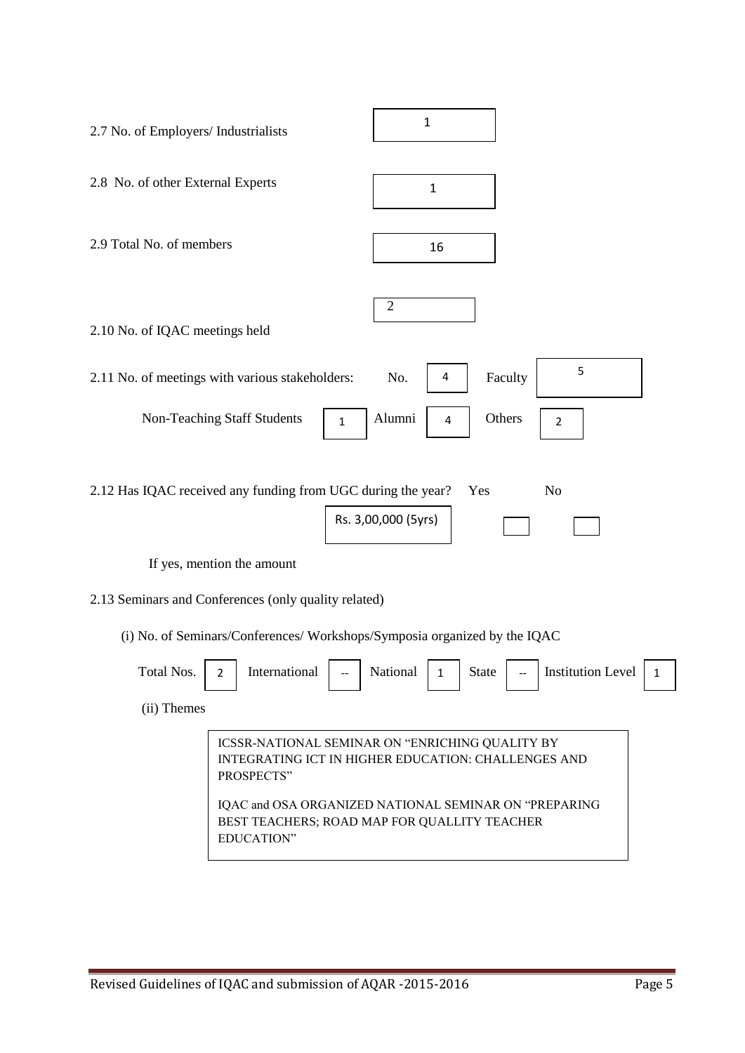2.7 No. of Employers/ Industrialists: 1

2.8 No. of other External Experts: 1

2.9 Total No. of members: 16

2.10 No. of IQAC meetings held: 2

2.11 No. of meetings with various stakeholders: No. 4 Faculty 5

Non-Teaching Staff Students 1 Alumni 4 Others 2

2.12 Has IQAC received any funding from UGC during the year? Yes No

Rs. 3,00,000 (5yrs)

If yes, mention the amount

2.13 Seminars and Conferences (only quality related)

(i) No. of Seminars/Conferences/ Workshops/Symposia organized by the IQAC

Total Nos. 2 International -- National 1 State -- Institution Level 1

(ii) Themes

ICSSR-NATIONAL SEMINAR ON "ENRICHING QUALITY BY INTEGRATING ICT IN HIGHER EDUCATION: CHALLENGES AND PROSPECTS"

IQAC and OSA ORGANIZED NATIONAL SEMINAR ON "PREPARING BEST TEACHERS; ROAD MAP FOR QUALLITY TEACHER EDUCATION"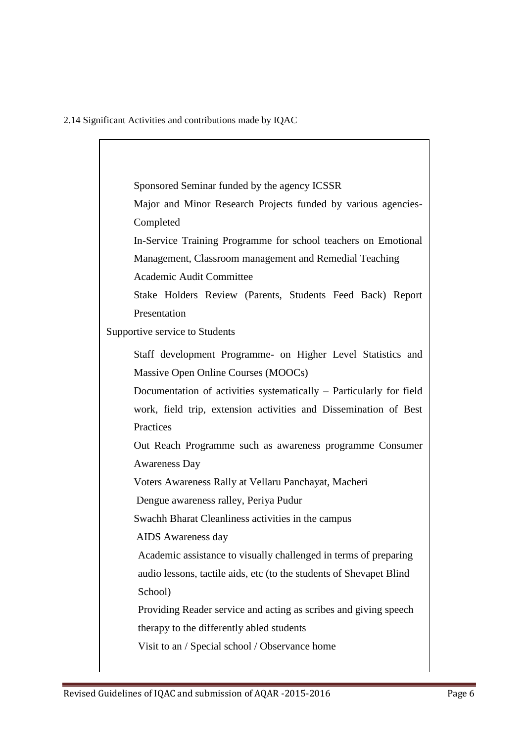2.14 Significant Activities and contributions made by IQAC

- Sponsored Seminar funded by the agency ICSSR
- Major and Minor Research Projects funded by various agencies- Completed
- In-Service Training Programme for school teachers on Emotional Management, Classroom management and Remedial Teaching
- Academic Audit Committee
- Stake Holders Review (Parents, Students Feed Back) Report Presentation

Supportive service to Students

- Staff development Programme- on Higher Level Statistics and Massive Open Online Courses (MOOCs)
- Documentation of activities systematically – Particularly for field work, field trip, extension activities and Dissemination of Best Practices
- Out Reach Programme such as awareness programme Consumer Awareness Day
- Voters Awareness Rally at Vellaru Panchayat, Macheri
- Dengue awareness ralley, Periya Pudur
- Swachh Bharat Cleanliness activities in the campus
- AIDS Awareness day
- Academic assistance to visually challenged in terms of preparing audio lessons, tactile aids, etc (to the students of Shevapet Blind School)
- Providing Reader service and acting as scribes and giving speech therapy to the differently abled students
- Visit to an / Special school / Observance home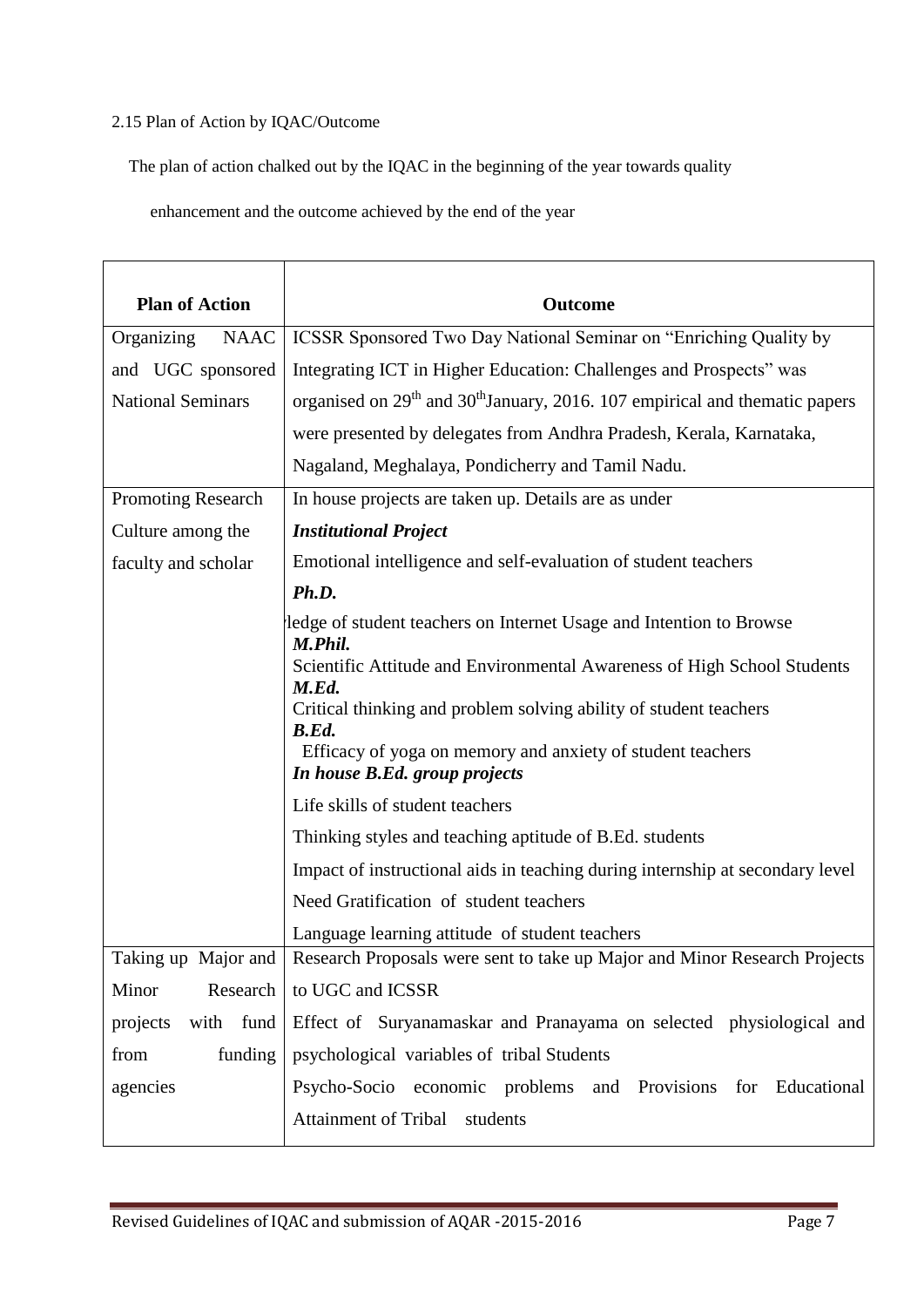2.15 Plan of Action by IQAC/Outcome

The plan of action chalked out by the IQAC in the beginning of the year towards quality enhancement and the outcome achieved by the end of the year

| Plan of Action | Outcome |
|---|---|
| Organizing NAAC and UGC sponsored National Seminars | ICSSR Sponsored Two Day National Seminar on "Enriching Quality by Integrating ICT in Higher Education: Challenges and Prospects" was organised on 29th and 30th January, 2016. 107 empirical and thematic papers were presented by delegates from Andhra Pradesh, Kerala, Karnataka, Nagaland, Meghalaya, Pondicherry and Tamil Nadu. |
| Promoting Research Culture among the faculty and scholar | In house projects are taken up. Details are as under<br>***Institutional Project***<br>Emotional intelligence and self-evaluation of student teachers<br>***Ph.D.***<br>ledge of student teachers on Internet Usage and Intention to Browse<br>***M.Phil.***<br>Scientific Attitude and Environmental Awareness of High School Students<br>***M.Ed.***<br>Critical thinking and problem solving ability of student teachers<br>***B.Ed.***<br>Efficacy of yoga on memory and anxiety of student teachers<br>***In house B.Ed. group projects***<br>Life skills of student teachers<br>Thinking styles and teaching aptitude of B.Ed. students<br>Impact of instructional aids in teaching during internship at secondary level<br>Need Gratification of student teachers<br>Language learning attitude of student teachers |
| Taking up Major and Minor Research projects with fund from funding agencies | Research Proposals were sent to take up Major and Minor Research Projects to UGC and ICSSR<br>Effect of Suryanamaskar and Pranayama on selected physiological and psychological variables of tribal Students<br>Psycho-Socio economic problems and Provisions for Educational Attainment of Tribal students |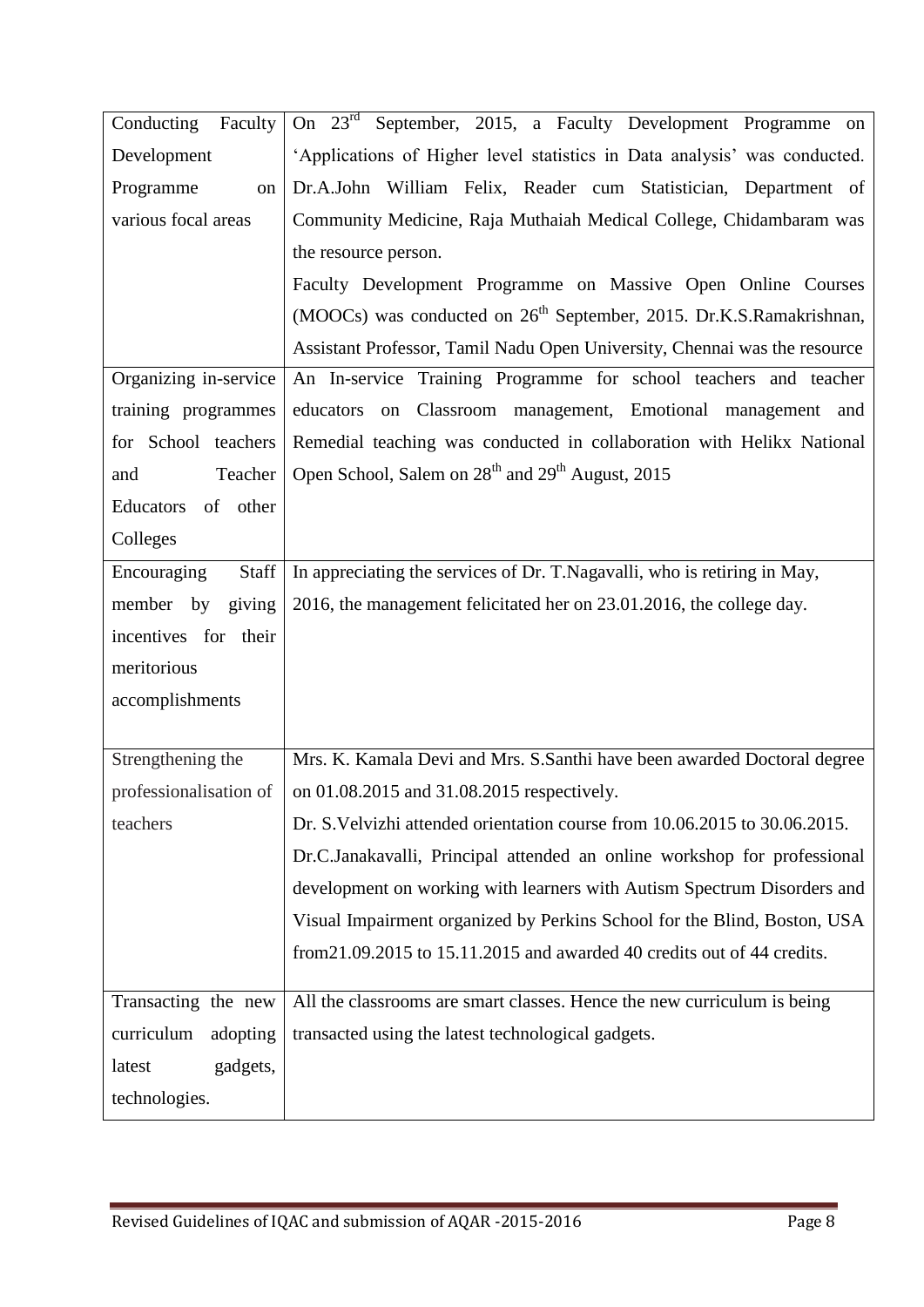| | |
|---|---|
| Conducting Faculty Development Programme on various focal areas | On 23rd September, 2015, a Faculty Development Programme on 'Applications of Higher level statistics in Data analysis' was conducted. Dr.A.John William Felix, Reader cum Statistician, Department of Community Medicine, Raja Muthaiah Medical College, Chidambaram was the resource person.<br>Faculty Development Programme on Massive Open Online Courses (MOOCs) was conducted on 26th September, 2015. Dr.K.S.Ramakrishnan, Assistant Professor, Tamil Nadu Open University, Chennai was the resource |
| Organizing in-service training programmes for School teachers and Teacher Educators of other Colleges | An In-service Training Programme for school teachers and teacher educators on Classroom management, Emotional management and Remedial teaching was conducted in collaboration with Helikx National Open School, Salem on 28th and 29th August, 2015 |
| Encouraging Staff member by giving incentives for their meritorious accomplishments | In appreciating the services of Dr. T.Nagavalli, who is retiring in May, 2016, the management felicitated her on 23.01.2016, the college day. |
| Strengthening the professionalisation of teachers | Mrs. K. Kamala Devi and Mrs. S.Santhi have been awarded Doctoral degree on 01.08.2015 and 31.08.2015 respectively.<br>Dr. S.Velvizhi attended orientation course from 10.06.2015 to 30.06.2015.<br>Dr.C.Janakavalli, Principal attended an online workshop for professional development on working with learners with Autism Spectrum Disorders and Visual Impairment organized by Perkins School for the Blind, Boston, USA from21.09.2015 to 15.11.2015 and awarded 40 credits out of 44 credits. |
| Transacting the new curriculum adopting latest gadgets, technologies. | All the classrooms are smart classes. Hence the new curriculum is being transacted using the latest technological gadgets. |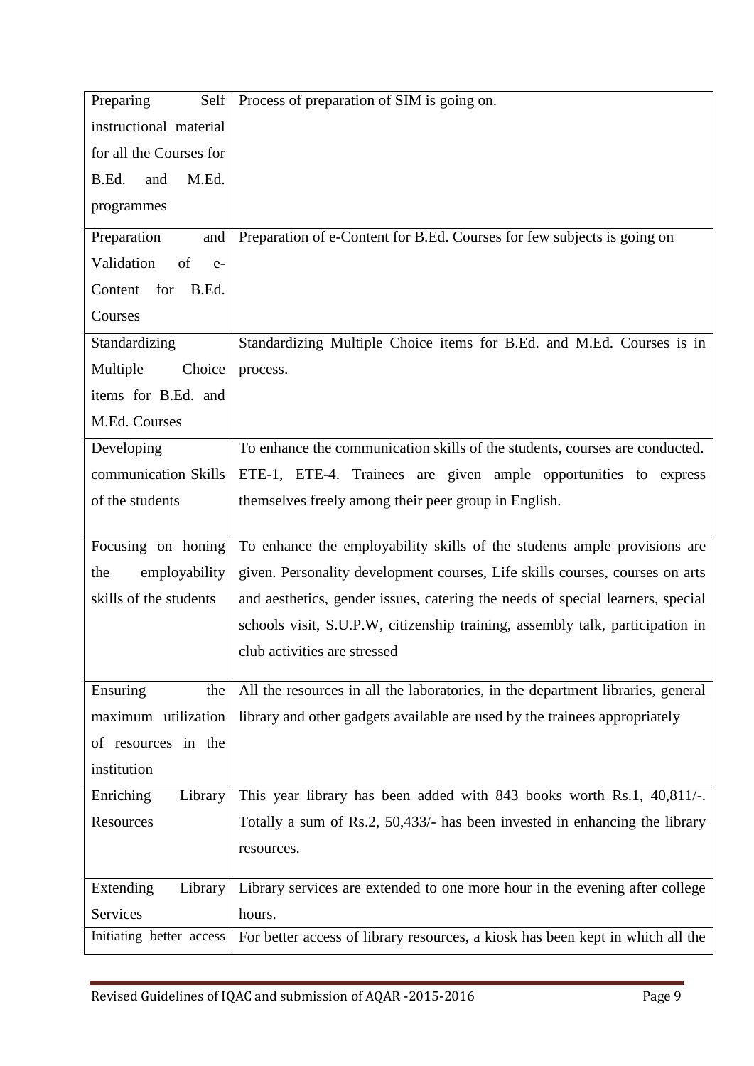| | |
|---|---|
| Preparing Self instructional material for all the Courses for B.Ed. and M.Ed. programmes | Process of preparation of SIM is going on. |
| Preparation and Validation of e-Content for B.Ed. Courses | Preparation of e-Content for B.Ed. Courses for few subjects is going on |
| Standardizing Multiple Choice items for B.Ed. and M.Ed. Courses | Standardizing Multiple Choice items for B.Ed. and M.Ed. Courses is in process. |
| Developing communication Skills of the students | To enhance the communication skills of the students, courses are conducted. ETE-1, ETE-4. Trainees are given ample opportunities to express themselves freely among their peer group in English. |
| Focusing on honing the employability skills of the students | To enhance the employability skills of the students ample provisions are given. Personality development courses, Life skills courses, courses on arts and aesthetics, gender issues, catering the needs of special learners, special schools visit, S.U.P.W, citizenship training, assembly talk, participation in club activities are stressed |
| Ensuring the maximum utilization of resources in the institution | All the resources in all the laboratories, in the department libraries, general library and other gadgets available are used by the trainees appropriately |
| Enriching Library Resources | This year library has been added with 843 books worth Rs.1, 40,811/-. Totally a sum of Rs.2, 50,433/- has been invested in enhancing the library resources. |
| Extending Library Services | Library services are extended to one more hour in the evening after college hours. |
| Initiating better access | For better access of library resources, a kiosk has been kept in which all the |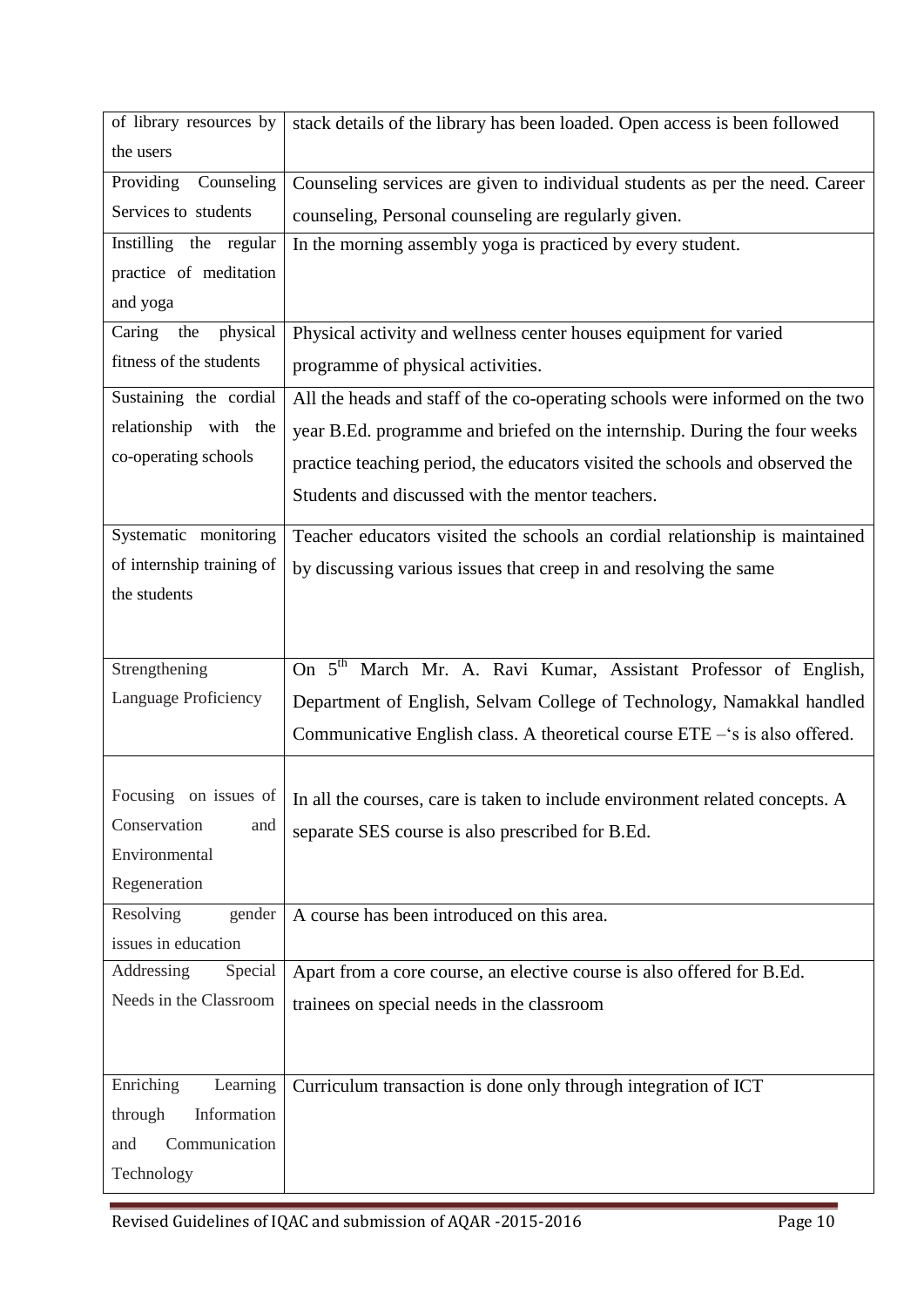| of library resources by the users | stack details of the library has been loaded. Open access is been followed |
|---|---|
| Providing Counseling Services to students | Counseling services are given to individual students as per the need. Career counseling, Personal counseling are regularly given. |
| Instilling the regular practice of meditation and yoga | In the morning assembly yoga is practiced by every student. |
| Caring the physical fitness of the students | Physical activity and wellness center houses equipment for varied programme of physical activities. |
| Sustaining the cordial relationship with the co-operating schools | All the heads and staff of the co-operating schools were informed on the two year B.Ed. programme and briefed on the internship. During the four weeks practice teaching period, the educators visited the schools and observed the Students and discussed with the mentor teachers. |
| Systematic monitoring of internship training of the students | Teacher educators visited the schools an cordial relationship is maintained by discussing various issues that creep in and resolving the same |
| Strengthening Language Proficiency | On 5th March Mr. A. Ravi Kumar, Assistant Professor of English, Department of English, Selvam College of Technology, Namakkal handled Communicative English class. A theoretical course ETE –'s is also offered. |
| Focusing on issues of Conservation and Environmental Regeneration | In all the courses, care is taken to include environment related concepts. A separate SES course is also prescribed for B.Ed. |
| Resolving gender issues in education | A course has been introduced on this area. |
| Addressing Special Needs in the Classroom | Apart from a core course, an elective course is also offered for B.Ed. trainees on special needs in the classroom |
| Enriching Learning through Information and Communication Technology | Curriculum transaction is done only through integration of ICT |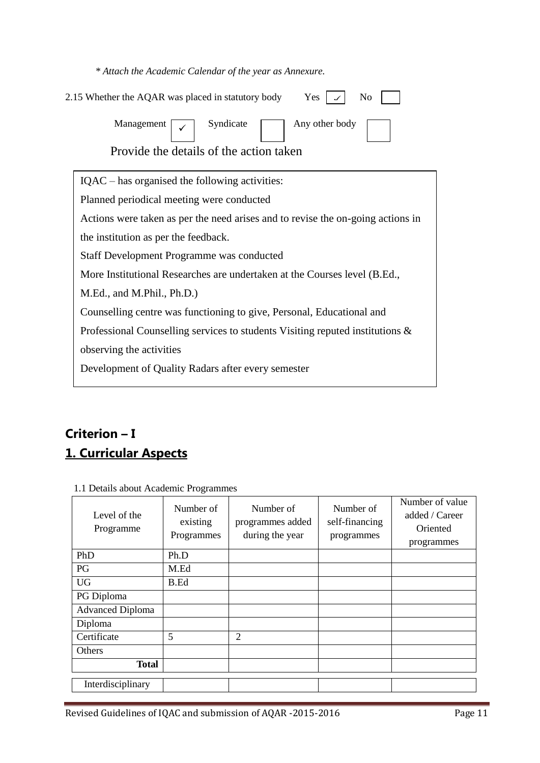*\* Attach the Academic Calendar of the year as Annexure.*

2.15 Whether the AQAR was placed in statutory body Yes ✓ No

Management ✓ Syndicate Any other body

Provide the details of the action taken

IQAC – has organised the following activities:

Planned periodical meeting were conducted

Actions were taken as per the need arises and to revise the on-going actions in the institution as per the feedback.

Staff Development Programme was conducted

More Institutional Researches are undertaken at the Courses level (B.Ed., M.Ed., and M.Phil., Ph.D.)

Counselling centre was functioning to give, Personal, Educational and Professional Counselling services to students Visiting reputed institutions & observing the activities

Development of Quality Radars after every semester

## Criterion – I

## 1. Curricular Aspects

1.1 Details about Academic Programmes

| Level of the Programme | Number of existing Programmes | Number of programmes added during the year | Number of self-financing programmes | Number of value added / Career Oriented programmes |
|---|---|---|---|---|
| PhD | Ph.D | | | |
| PG | M.Ed | | | |
| UG | B.Ed | | | |
| PG Diploma | | | | |
| Advanced Diploma | | | | |
| Diploma | | | | |
| Certificate | 5 | 2 | | |
| Others | | | | |
| **Total** | | | | |
| Interdisciplinary | | | | |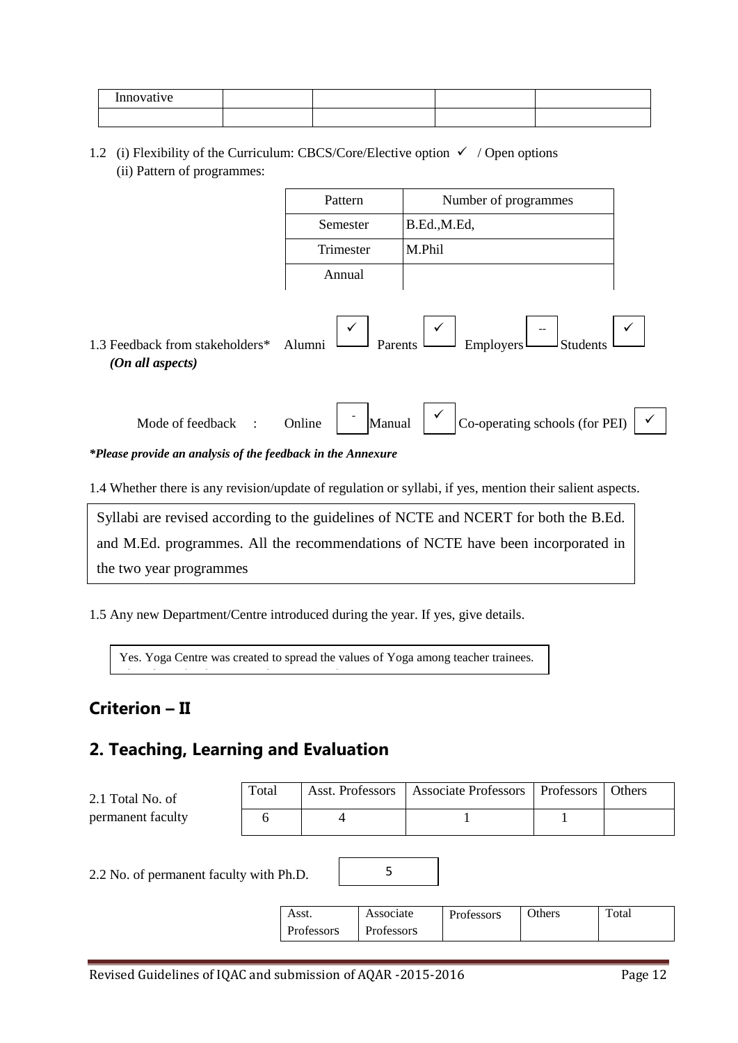| Innovative | | | | |
|---|---|---|---|---|
| | | | | |

1.2 (i) Flexibility of the Curriculum: CBCS/Core/Elective option ✓ / Open options

(ii) Pattern of programmes:

| Pattern | Number of programmes |
|---|---|
| Semester | B.Ed.,M.Ed, |
| Trimester | M.Phil |
| Annual | |

1.3 Feedback from stakeholders* *(On all aspects)*  Alumni ✓ Parents ✓ Employers -- Students ✓

Mode of feedback : Online - Manual ✓ Co-operating schools (for PEI) ✓

***Please provide an analysis of the feedback in the Annexure***

1.4 Whether there is any revision/update of regulation or syllabi, if yes, mention their salient aspects.

Syllabi are revised according to the guidelines of NCTE and NCERT for both the B.Ed. and M.Ed. programmes. All the recommendations of NCTE have been incorporated in the two year programmes

1.5 Any new Department/Centre introduced during the year. If yes, give details.

Yes. Yoga Centre was created to spread the values of Yoga among teacher trainees.

## Criterion – II

## 2. Teaching, Learning and Evaluation

2.1 Total No. of permanent faculty

| Total | Asst. Professors | Associate Professors | Professors | Others |
|---|---|---|---|---|
| 6 | 4 | 1 | 1 | |

2.2 No. of permanent faculty with Ph.D. 5

| Asst. Professors | Associate Professors | Professors | Others | Total |
|---|---|---|---|---|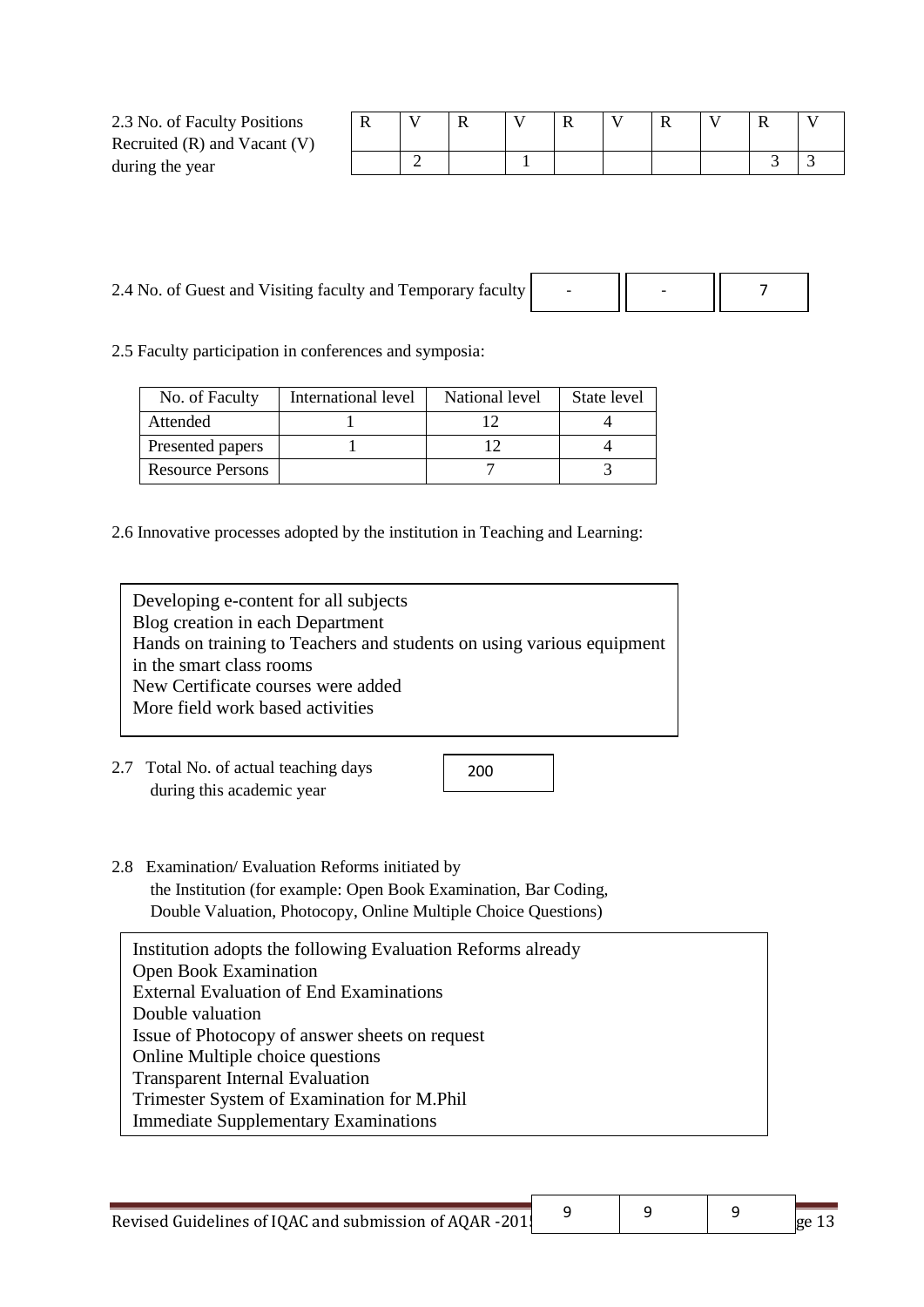2.3 No. of Faculty Positions Recruited (R) and Vacant (V) during the year

| R | V | R | V | R | V | R | V | R | V |
|---|---|---|---|---|---|---|---|---|---|
| | 2 | | 1 | | | | | 3 | 3 |

2.4 No. of Guest and Visiting faculty and Temporary faculty

| - | - | 7 |
|---|---|---|

2.5 Faculty participation in conferences and symposia:

| No. of Faculty | International level | National level | State level |
|---|---|---|---|
| Attended | 1 | 12 | 4 |
| Presented papers | 1 | 12 | 4 |
| Resource Persons | | 7 | 3 |

2.6 Innovative processes adopted by the institution in Teaching and Learning:

Developing e-content for all subjects
Blog creation in each Department
Hands on training to Teachers and students on using various equipment in the smart class rooms
New Certificate courses were added
More field work based activities

2.7 Total No. of actual teaching days during this academic year

200

2.8 Examination/ Evaluation Reforms initiated by the Institution (for example: Open Book Examination, Bar Coding, Double Valuation, Photocopy, Online Multiple Choice Questions)

Institution adopts the following Evaluation Reforms already
Open Book Examination
External Evaluation of End Examinations
Double valuation
Issue of Photocopy of answer sheets on request
Online Multiple choice questions
Transparent Internal Evaluation
Trimester System of Examination for M.Phil
Immediate Supplementary Examinations

| 9 | 9 | 9 |
|---|---|---|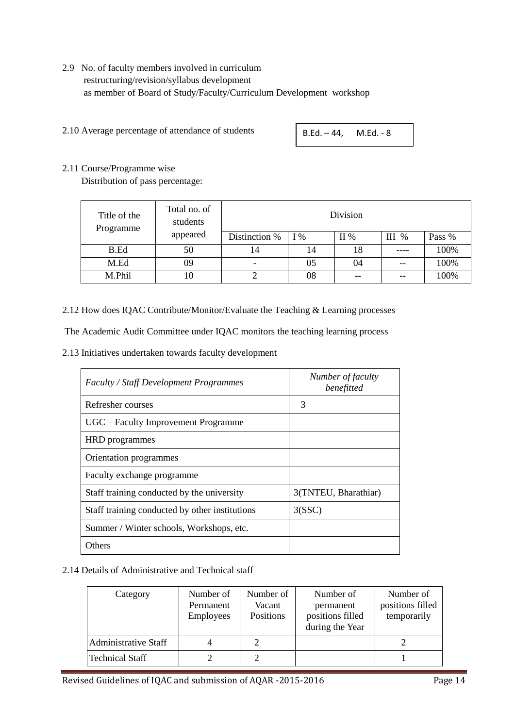2.9 No. of faculty members involved in curriculum restructuring/revision/syllabus development as member of Board of Study/Faculty/Curriculum Development workshop

2.10 Average percentage of attendance of students

B.Ed. – 44, M.Ed. - 8

2.11 Course/Programme wise Distribution of pass percentage:

| Title of the Programme | Total no. of students appeared | Division | | | | |
|---|---|---|---|---|---|---|
| | | Distinction % | I % | II % | III % | Pass % |
| B.Ed | 50 | 14 | 14 | 18 | ---- | 100% |
| M.Ed | 09 | - | 05 | 04 | -- | 100% |
| M.Phil | 10 | 2 | 08 | -- | -- | 100% |

2.12 How does IQAC Contribute/Monitor/Evaluate the Teaching & Learning processes

The Academic Audit Committee under IQAC monitors the teaching learning process

2.13 Initiatives undertaken towards faculty development

| *Faculty / Staff Development Programmes* | *Number of faculty benefitted* |
|---|---|
| Refresher courses | 3 |
| UGC – Faculty Improvement Programme | |
| HRD programmes | |
| Orientation programmes | |
| Faculty exchange programme | |
| Staff training conducted by the university | 3(TNTEU, Bharathiar) |
| Staff training conducted by other institutions | 3(SSC) |
| Summer / Winter schools, Workshops, etc. | |
| Others | |

2.14 Details of Administrative and Technical staff

| Category | Number of Permanent Employees | Number of Vacant Positions | Number of permanent positions filled during the Year | Number of positions filled temporarily |
|---|---|---|---|---|
| Administrative Staff | 4 | 2 | | 2 |
| Technical Staff | 2 | 2 | | 1 |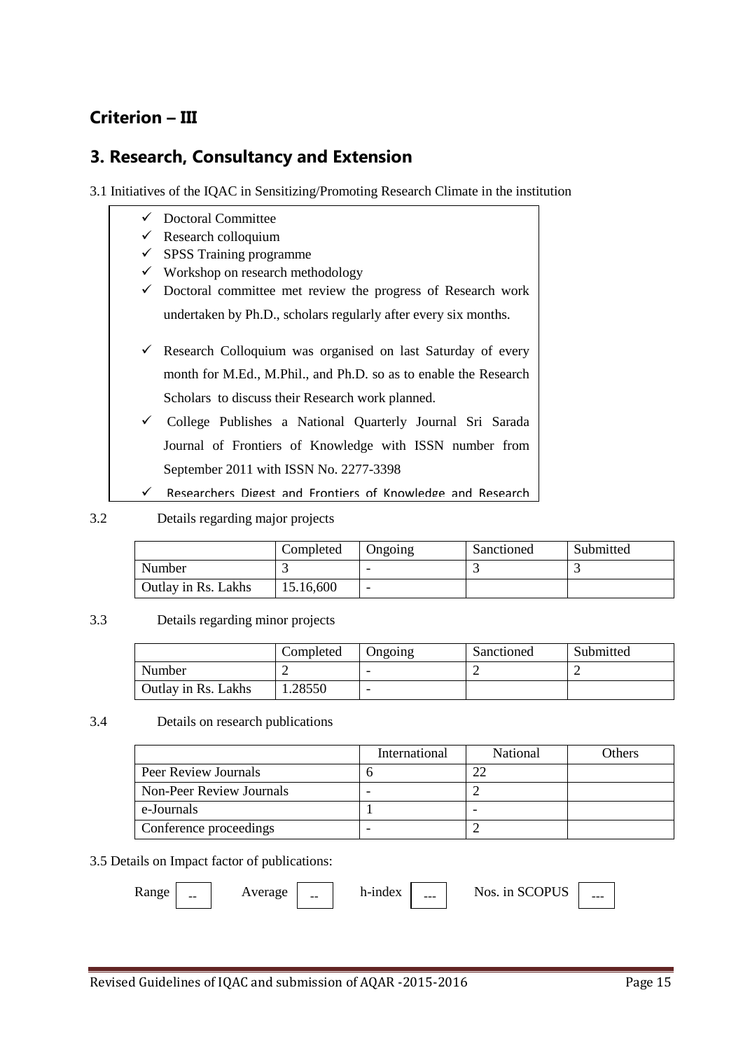## Criterion – III

## 3. Research, Consultancy and Extension

3.1 Initiatives of the IQAC in Sensitizing/Promoting Research Climate in the institution

- ✓ Doctoral Committee
- ✓ Research colloquium
- ✓ SPSS Training programme
- ✓ Workshop on research methodology
- ✓ Doctoral committee met review the progress of Research work undertaken by Ph.D., scholars regularly after every six months.
- ✓ Research Colloquium was organised on last Saturday of every month for M.Ed., M.Phil., and Ph.D. so as to enable the Research Scholars to discuss their Research work planned.
- ✓ College Publishes a National Quarterly Journal Sri Sarada Journal of Frontiers of Knowledge with ISSN number from September 2011 with ISSN No. 2277-3398
- ✓ Researchers Digest and Frontiers of Knowledge and Research

3.2 Details regarding major projects

| | Completed | Ongoing | Sanctioned | Submitted |
|---|---|---|---|---|
| Number | 3 | - | 3 | 3 |
| Outlay in Rs. Lakhs | 15.16,600 | - | | |

3.3 Details regarding minor projects

| | Completed | Ongoing | Sanctioned | Submitted |
|---|---|---|---|---|
| Number | 2 | - | 2 | 2 |
| Outlay in Rs. Lakhs | 1.28550 | - | | |

3.4 Details on research publications

| | International | National | Others |
|---|---|---|---|
| Peer Review Journals | 6 | 22 | |
| Non-Peer Review Journals | - | 2 | |
| e-Journals | 1 | - | |
| Conference proceedings | - | 2 | |

3.5 Details on Impact factor of publications:

Range -- Average -- h-index --- Nos. in SCOPUS ---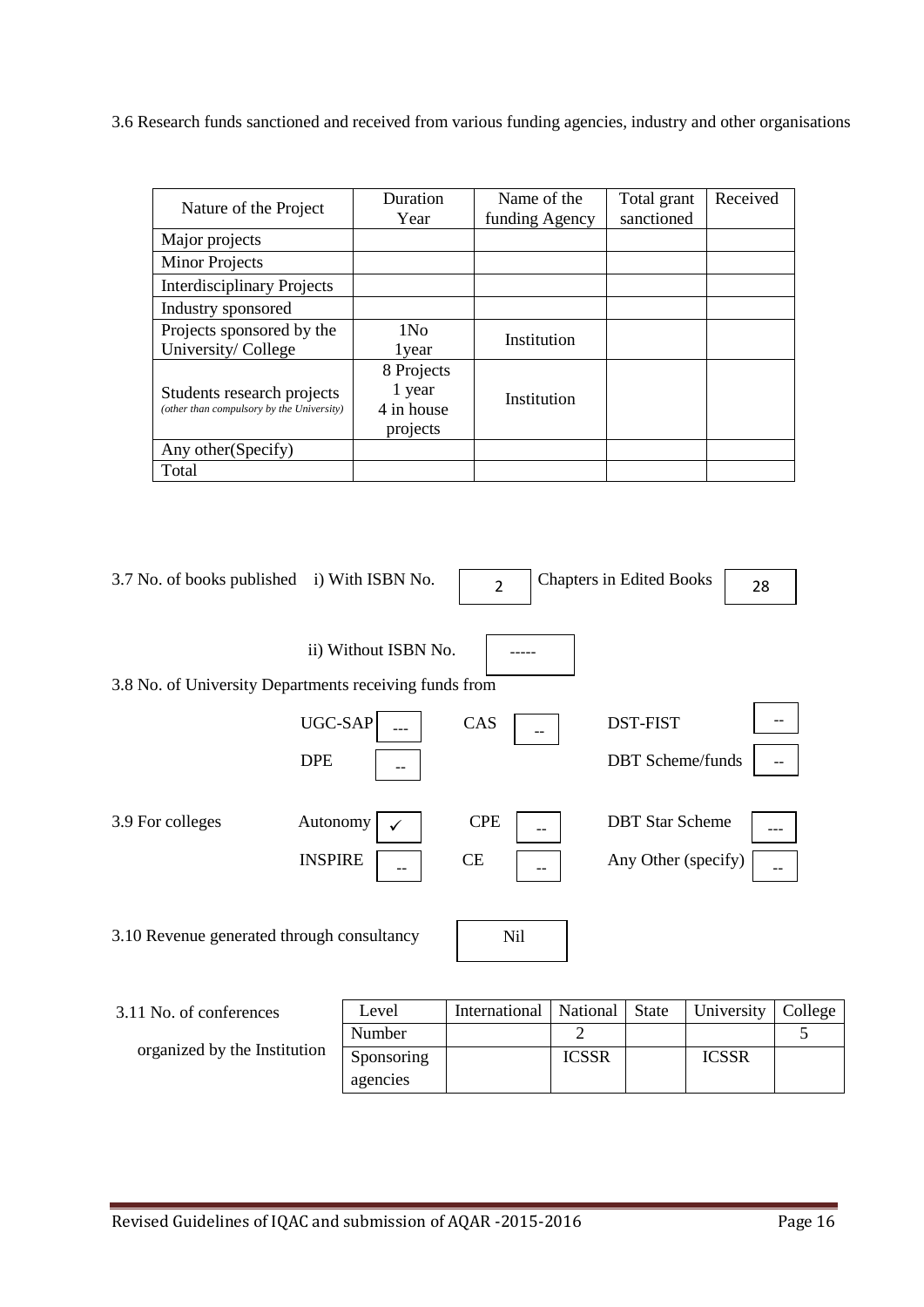3.6 Research funds sanctioned and received from various funding agencies, industry and other organisations

| Nature of the Project | Duration Year | Name of the funding Agency | Total grant sanctioned | Received |
|---|---|---|---|---|
| Major projects | | | | |
| Minor Projects | | | | |
| Interdisciplinary Projects | | | | |
| Industry sponsored | | | | |
| Projects sponsored by the University/ College | 1No 1year | Institution | | |
| Students research projects *(other than compulsory by the University)* | 8 Projects 1 year 4 in house projects | Institution | | |
| Any other(Specify) | | | | |
| Total | | | | |

3.7 No. of books published i) With ISBN No. 2 Chapters in Edited Books 28

ii) Without ISBN No. -----

3.8 No. of University Departments receiving funds from

| | | | | | |
|---|---|---|---|---|---|
| UGC-SAP | --- | CAS | -- | DST-FIST | -- |
| DPE | -- | | | DBT Scheme/funds | -- |

3.9 For colleges

| | | | | | |
|---|---|---|---|---|---|
| Autonomy | ✓ | CPE | -- | DBT Star Scheme | --- |
| INSPIRE | -- | CE | -- | Any Other (specify) | -- |

3.10 Revenue generated through consultancy Nil

3.11 No. of conferences organized by the Institution

| Level | International | National | State | University | College |
|---|---|---|---|---|---|
| Number | | 2 | | | 5 |
| Sponsoring agencies | | ICSSR | | ICSSR | |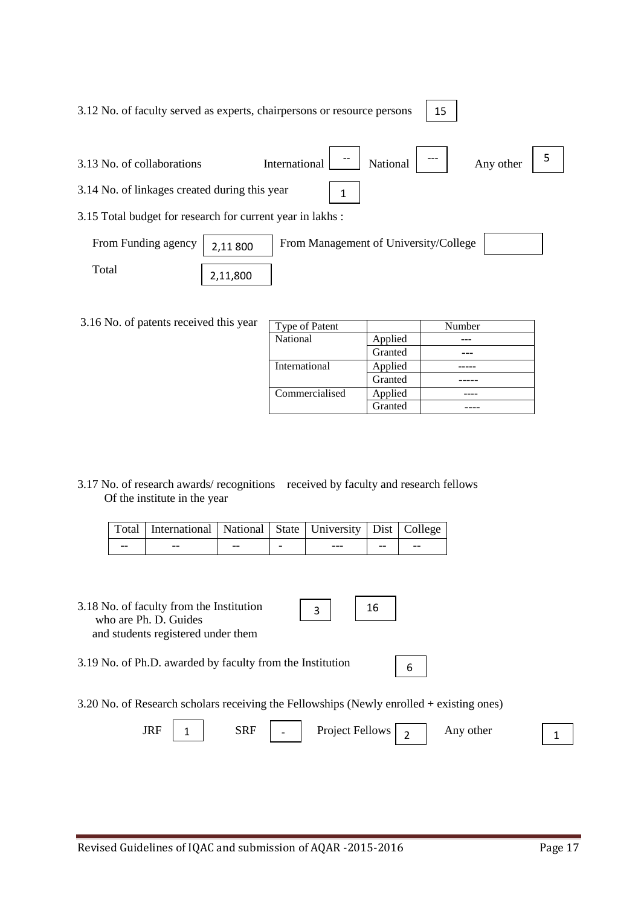3.12 No. of faculty served as experts, chairpersons or resource persons 15

3.13 No. of collaborations International -- National --- Any other 5

3.14 No. of linkages created during this year 1

3.15 Total budget for research for current year in lakhs :

From Funding agency 2,11 800 From Management of University/College

Total 2,11,800

3.16 No. of patents received this year

| Type of Patent | | Number |
|---|---|---|
| National | Applied | --- |
| | Granted | --- |
| International | Applied | ----- |
| | Granted | ----- |
| Commercialised | Applied | ---- |
| | Granted | ---- |

3.17 No. of research awards/ recognitions received by faculty and research fellows Of the institute in the year

| Total | International | National | State | University | Dist | College |
|---|---|---|---|---|---|---|
| -- | -- | -- | - | --- | -- | -- |

3.18 No. of faculty from the Institution who are Ph. D. Guides and students registered under them 3 16

3.19 No. of Ph.D. awarded by faculty from the Institution 6

3.20 No. of Research scholars receiving the Fellowships (Newly enrolled + existing ones)

JRF 1 SRF - Project Fellows 2 Any other 1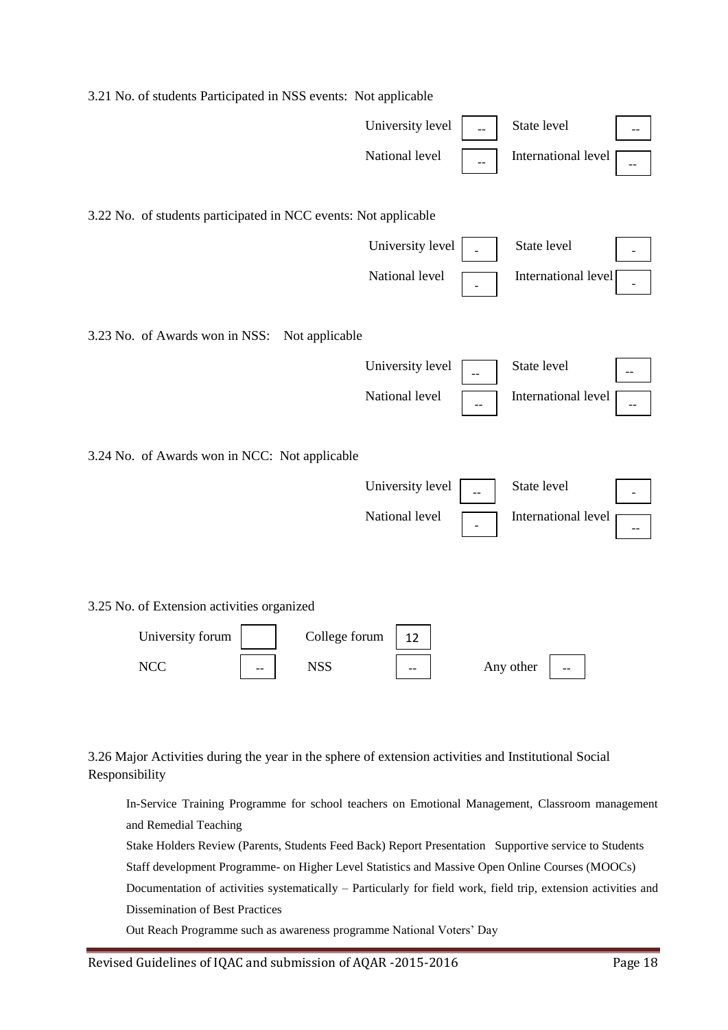3.21 No. of students Participated in NSS events: Not applicable

| | | | |
|---|---|---|---|
| University level | -- | State level | -- |
| National level | -- | International level | -- |

3.22 No. of students participated in NCC events: Not applicable

| | | | |
|---|---|---|---|
| University level | - | State level | - |
| National level | - | International level | - |

3.23 No. of Awards won in NSS: Not applicable

| | | | |
|---|---|---|---|
| University level | -- | State level | -- |
| National level | -- | International level | -- |

3.24 No. of Awards won in NCC: Not applicable

| | | | |
|---|---|---|---|
| University level | -- | State level | - |
| National level | - | International level | -- |

3.25 No. of Extension activities organized

| | | | | | |
|---|---|---|---|---|---|
| University forum | | College forum | 12 | | |
| NCC | -- | NSS | -- | Any other | -- |

3.26 Major Activities during the year in the sphere of extension activities and Institutional Social Responsibility

In-Service Training Programme for school teachers on Emotional Management, Classroom management and Remedial Teaching

Stake Holders Review (Parents, Students Feed Back) Report Presentation Supportive service to Students

Staff development Programme- on Higher Level Statistics and Massive Open Online Courses (MOOCs)

Documentation of activities systematically – Particularly for field work, field trip, extension activities and Dissemination of Best Practices

Out Reach Programme such as awareness programme National Voters' Day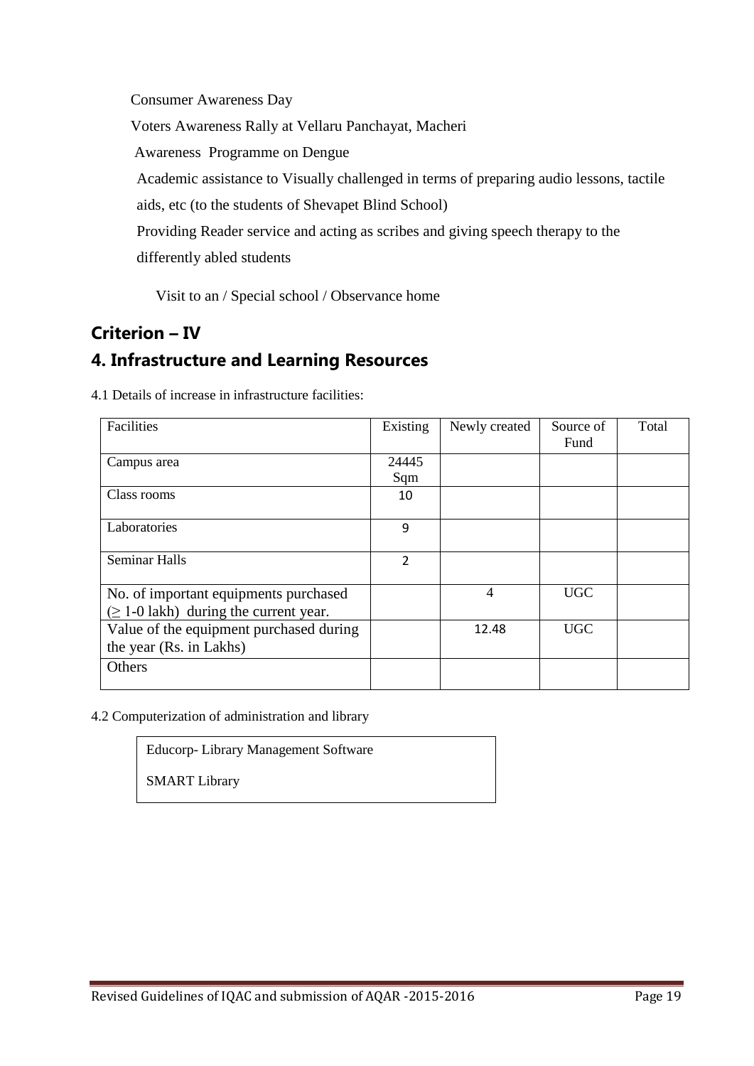Consumer Awareness Day

Voters Awareness Rally at Vellaru Panchayat, Macheri

Awareness Programme on Dengue

Academic assistance to Visually challenged in terms of preparing audio lessons, tactile aids, etc (to the students of Shevapet Blind School)

Providing Reader service and acting as scribes and giving speech therapy to the differently abled students

Visit to an / Special school / Observance home

## Criterion – IV

## 4. Infrastructure and Learning Resources

4.1 Details of increase in infrastructure facilities:

| Facilities | Existing | Newly created | Source of Fund | Total |
|---|---|---|---|---|
| Campus area | 24445 Sqm | | | |
| Class rooms | 10 | | | |
| Laboratories | 9 | | | |
| Seminar Halls | 2 | | | |
| No. of important equipments purchased (≥ 1-0 lakh) during the current year. | | 4 | UGC | |
| Value of the equipment purchased during the year (Rs. in Lakhs) | | 12.48 | UGC | |
| Others | | | | |

4.2 Computerization of administration and library

Educorp- Library Management Software

SMART Library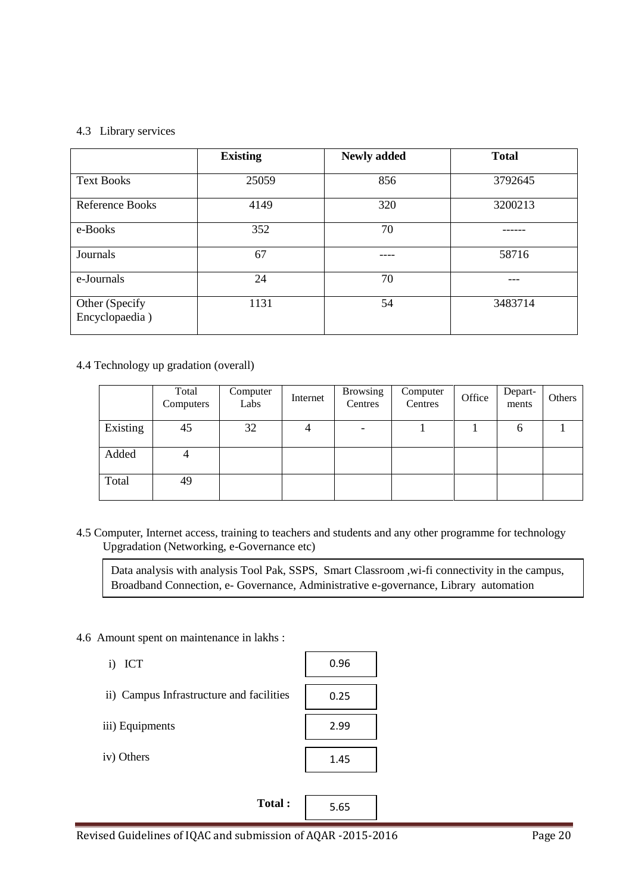4.3 Library services

| | Existing | Newly added | Total |
|---|---|---|---|
| Text Books | 25059 | 856 | 3792645 |
| Reference Books | 4149 | 320 | 3200213 |
| e-Books | 352 | 70 | ------ |
| Journals | 67 | ---- | 58716 |
| e-Journals | 24 | 70 | --- |
| Other (Specify Encyclopaedia ) | 1131 | 54 | 3483714 |

4.4 Technology up gradation (overall)

| | Total Computers | Computer Labs | Internet | Browsing Centres | Computer Centres | Office | Depart-ments | Others |
|---|---|---|---|---|---|---|---|---|
| Existing | 45 | 32 | 4 | - | 1 | 1 | 6 | 1 |
| Added | 4 | | | | | | | |
| Total | 49 | | | | | | | |

4.5 Computer, Internet access, training to teachers and students and any other programme for technology Upgradation (Networking, e-Governance etc)

Data analysis with analysis Tool Pak, SSPS, Smart Classroom ,wi-fi connectivity in the campus, Broadband Connection, e- Governance, Administrative e-governance, Library automation

4.6 Amount spent on maintenance in lakhs :

i) ICT 0.96

ii) Campus Infrastructure and facilities 0.25

iii) Equipments 2.99

iv) Others 1.45

**Total :** 5.65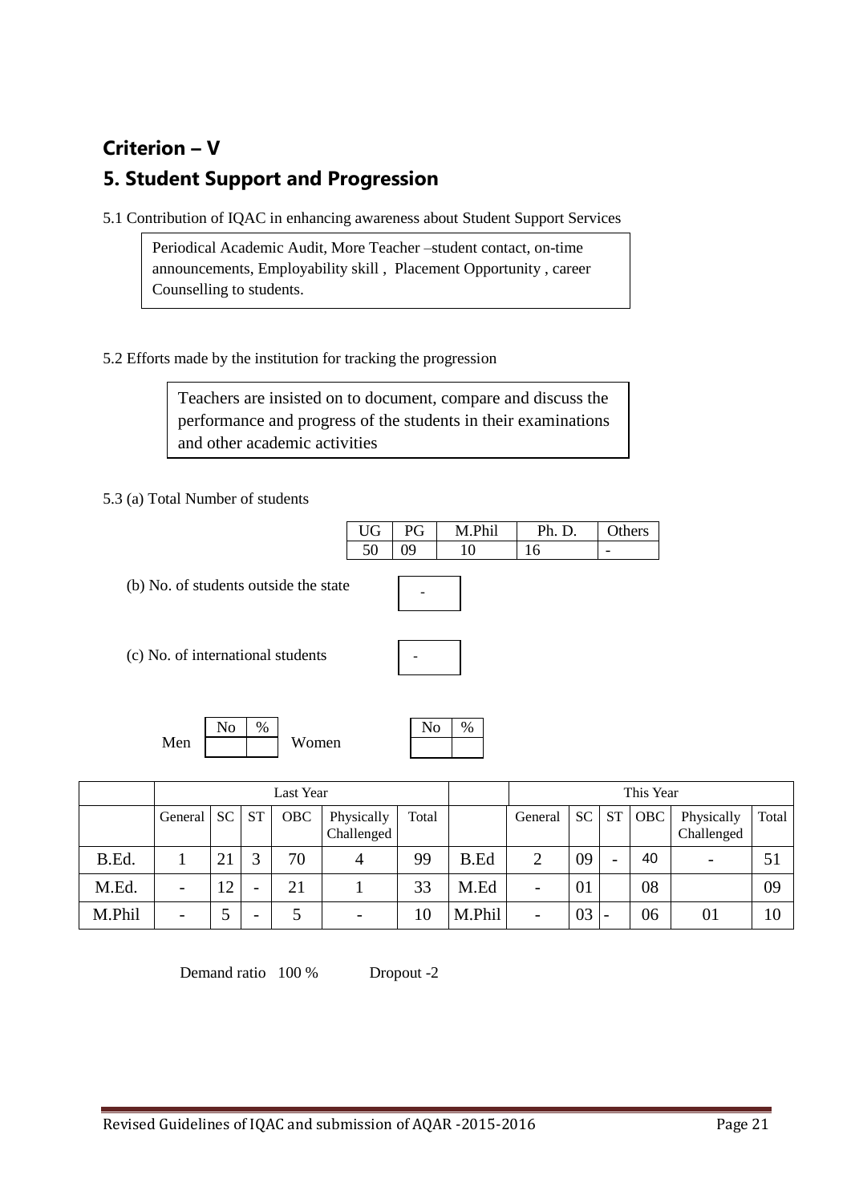## Criterion – V

## 5. Student Support and Progression

5.1 Contribution of IQAC in enhancing awareness about Student Support Services

Periodical Academic Audit, More Teacher –student contact, on-time announcements, Employability skill , Placement Opportunity , career Counselling to students.

5.2 Efforts made by the institution for tracking the progression

Teachers are insisted on to document, compare and discuss the performance and progress of the students in their examinations and other academic activities

5.3 (a) Total Number of students

| UG | PG | M.Phil | Ph. D. | Others |
|---|---|---|---|---|
| 50 | 09 | 10 | 16 | - |

(b) No. of students outside the state: -

(c) No. of international students: -

| | No | % |
|---|---|---|
| Men | | |
| Women | | |

| | Last Year | | | | | | | This Year | | | | | |
|---|---|---|---|---|---|---|---|---|---|---|---|---|---|
| | General | SC | ST | OBC | Physically Challenged | Total | | General | SC | ST | OBC | Physically Challenged | Total |
| B.Ed. | 1 | 21 | 3 | 70 | 4 | 99 | B.Ed | 2 | 09 | - | 40 | - | 51 |
| M.Ed. | - | 12 | - | 21 | 1 | 33 | M.Ed | - | 01 | | 08 | | 09 |
| M.Phil | - | 5 | - | 5 | - | 10 | M.Phil | - | 03 | - | 06 | 01 | 10 |

Demand ratio 100 % Dropout -2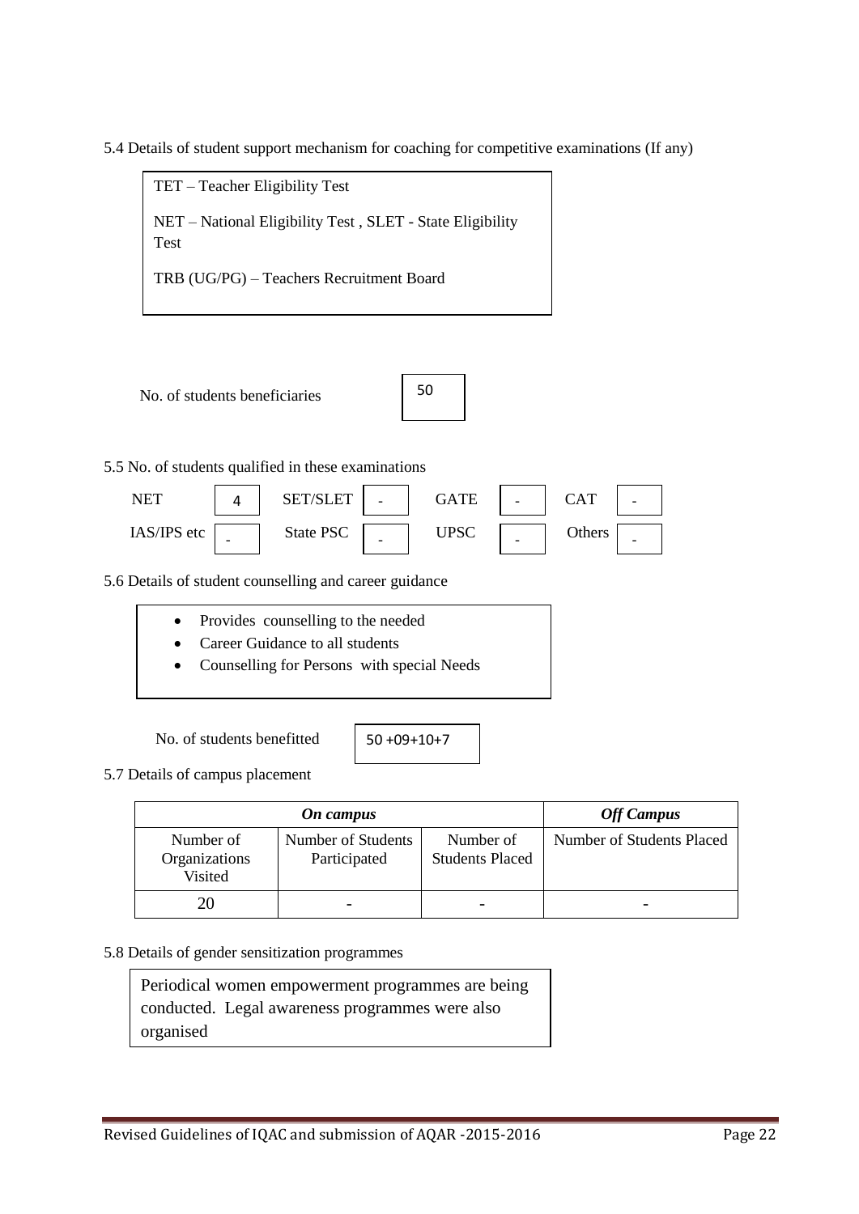5.4 Details of student support mechanism for coaching for competitive examinations (If any)

TET – Teacher Eligibility Test

NET – National Eligibility Test , SLET - State Eligibility Test

TRB (UG/PG) – Teachers Recruitment Board

No. of students beneficiaries: 50

5.5 No. of students qualified in these examinations

| NET | 4 | SET/SLET | - | GATE | - | CAT | - |
|---|---|---|---|---|---|---|---|
| IAS/IPS etc | - | State PSC | - | UPSC | - | Others | - |

5.6 Details of student counselling and career guidance

- Provides counselling to the needed
- Career Guidance to all students
- Counselling for Persons with special Needs

No. of students benefitted: 50 +09+10+7

5.7 Details of campus placement

| *On campus* | | | *Off Campus* |
|---|---|---|---|
| Number of Organizations Visited | Number of Students Participated | Number of Students Placed | Number of Students Placed |
| 20 | - | - | - |

5.8 Details of gender sensitization programmes

Periodical women empowerment programmes are being conducted. Legal awareness programmes were also organised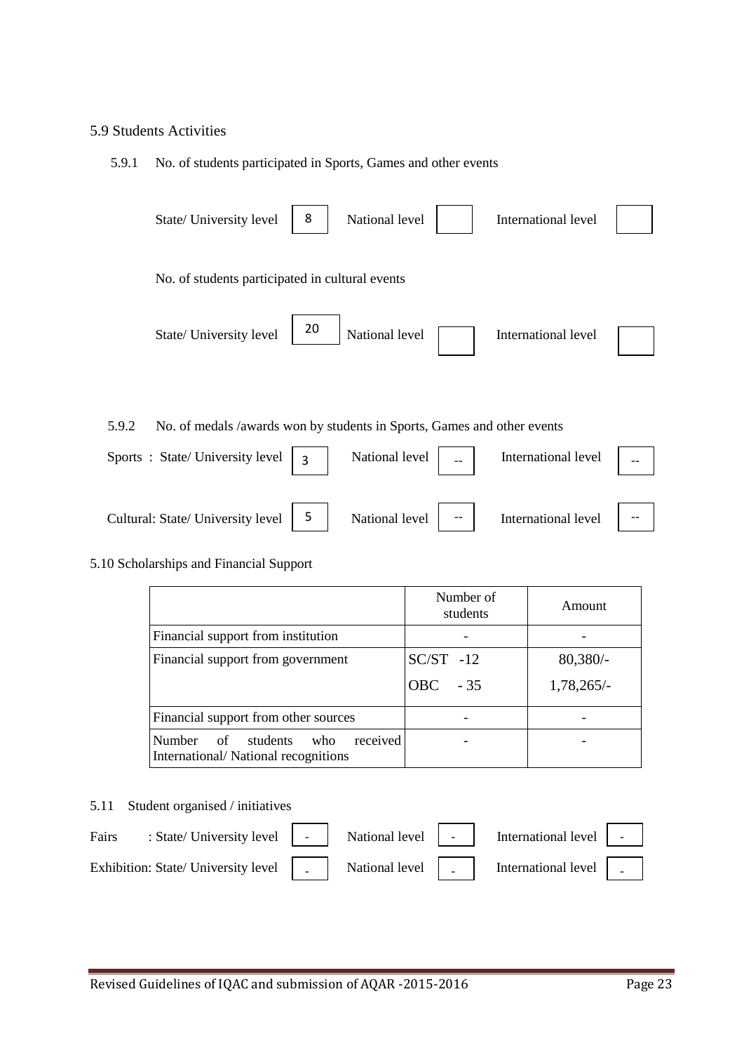## 5.9 Students Activities

5.9.1 No. of students participated in Sports, Games and other events

| State/ University level | 8 | National level | | International level | |
|---|---|---|---|---|---|

No. of students participated in cultural events

| State/ University level | 20 | National level | | International level | |
|---|---|---|---|---|---|

5.9.2 No. of medals /awards won by students in Sports, Games and other events

| | State/ University level | | National level | | International level | |
|---|---|---|---|---|---|---|
| Sports : | State/ University level | 3 | National level | -- | International level | -- |
| Cultural: | State/ University level | 5 | National level | -- | International level | -- |

## 5.10 Scholarships and Financial Support

| | Number of students | Amount |
|---|---|---|
| Financial support from institution | - | - |
| Financial support from government | SC/ST -12<br>OBC - 35 | 80,380/-<br>1,78,265/- |
| Financial support from other sources | - | - |
| Number of students who received International/ National recognitions | - | - |

5.11 Student organised / initiatives

| | State/ University level | | National level | | International level | |
|---|---|---|---|---|---|---|
| Fairs : | State/ University level | - | National level | - | International level | - |
| Exhibition: | State/ University level | - | National level | - | International level | - |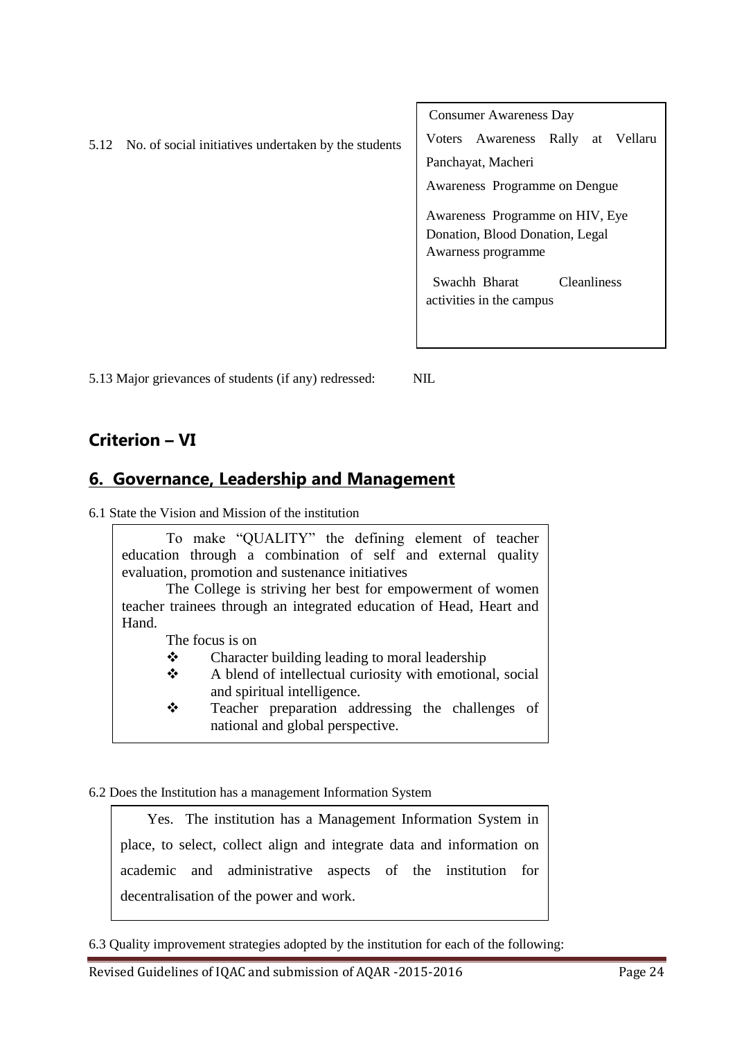5.12 No. of social initiatives undertaken by the students

Consumer Awareness Day

Voters Awareness Rally at Vellaru Panchayat, Macheri

Awareness Programme on Dengue

Awareness Programme on HIV, Eye Donation, Blood Donation, Legal Awarness programme

Swachh Bharat Cleanliness activities in the campus

5.13 Major grievances of students (if any) redressed: NIL

## Criterion – VI

## 6. Governance, Leadership and Management

6.1 State the Vision and Mission of the institution

To make "QUALITY" the defining element of teacher education through a combination of self and external quality evaluation, promotion and sustenance initiatives

The College is striving her best for empowerment of women teacher trainees through an integrated education of Head, Heart and Hand.

The focus is on

- Character building leading to moral leadership
- A blend of intellectual curiosity with emotional, social and spiritual intelligence.
- Teacher preparation addressing the challenges of national and global perspective.

6.2 Does the Institution has a management Information System

Yes. The institution has a Management Information System in place, to select, collect align and integrate data and information on academic and administrative aspects of the institution for decentralisation of the power and work.

6.3 Quality improvement strategies adopted by the institution for each of the following: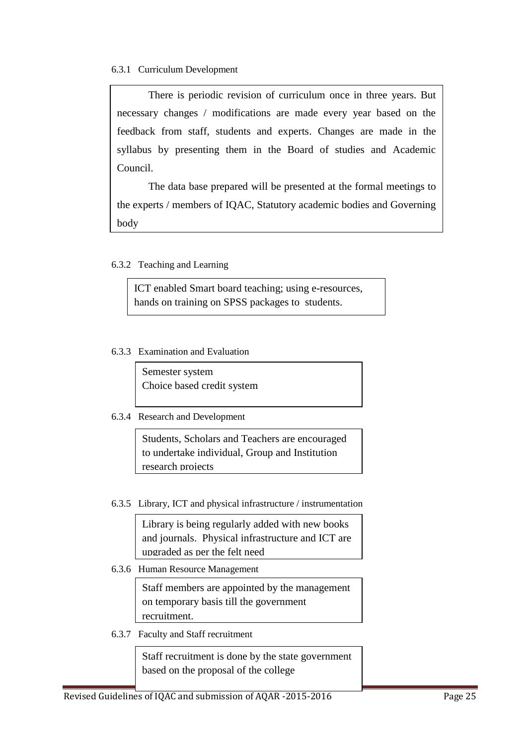6.3.1 Curriculum Development

There is periodic revision of curriculum once in three years. But necessary changes / modifications are made every year based on the feedback from staff, students and experts. Changes are made in the syllabus by presenting them in the Board of studies and Academic Council.

The data base prepared will be presented at the formal meetings to the experts / members of IQAC, Statutory academic bodies and Governing body

6.3.2 Teaching and Learning

ICT enabled Smart board teaching; using e-resources, hands on training on SPSS packages to students.

6.3.3 Examination and Evaluation

Semester system
Choice based credit system

6.3.4 Research and Development

Students, Scholars and Teachers are encouraged to undertake individual, Group and Institution research projects

6.3.5 Library, ICT and physical infrastructure / instrumentation

Library is being regularly added with new books and journals. Physical infrastructure and ICT are upgraded as per the felt need

6.3.6 Human Resource Management

Staff members are appointed by the management on temporary basis till the government recruitment.

6.3.7 Faculty and Staff recruitment

Staff recruitment is done by the state government based on the proposal of the college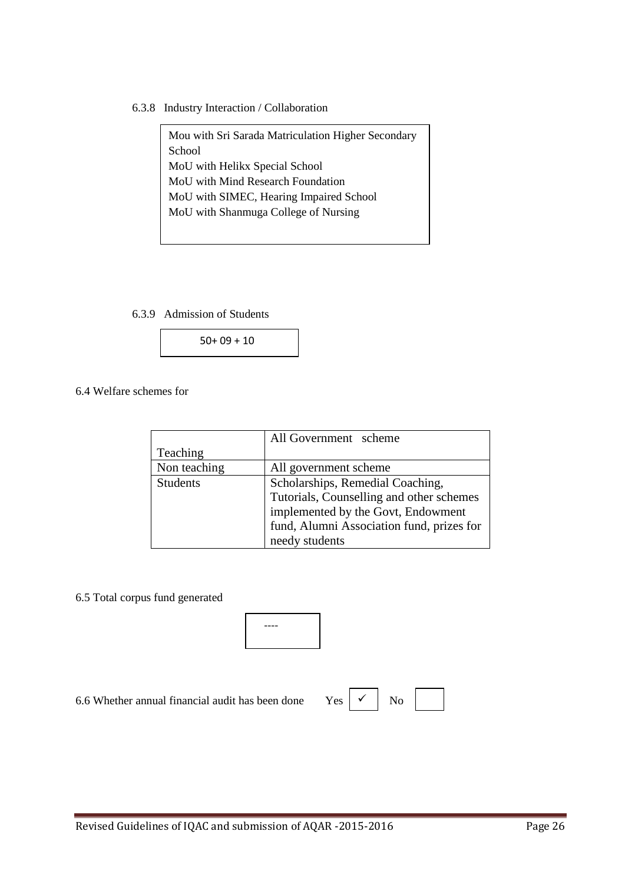6.3.8 Industry Interaction / Collaboration

Mou with Sri Sarada Matriculation Higher Secondary School
MoU with Helikx Special School
MoU with Mind Research Foundation
MoU with SIMEC, Hearing Impaired School
MoU with Shanmuga College of Nursing

6.3.9 Admission of Students

50+ 09 + 10

6.4 Welfare schemes for

| | |
|---|---|
| Teaching | All Government scheme |
| Non teaching | All government scheme |
| Students | Scholarships, Remedial Coaching, Tutorials, Counselling and other schemes implemented by the Govt, Endowment fund, Alumni Association fund, prizes for needy students |

6.5 Total corpus fund generated

----

6.6 Whether annual financial audit has been done Yes ✓ No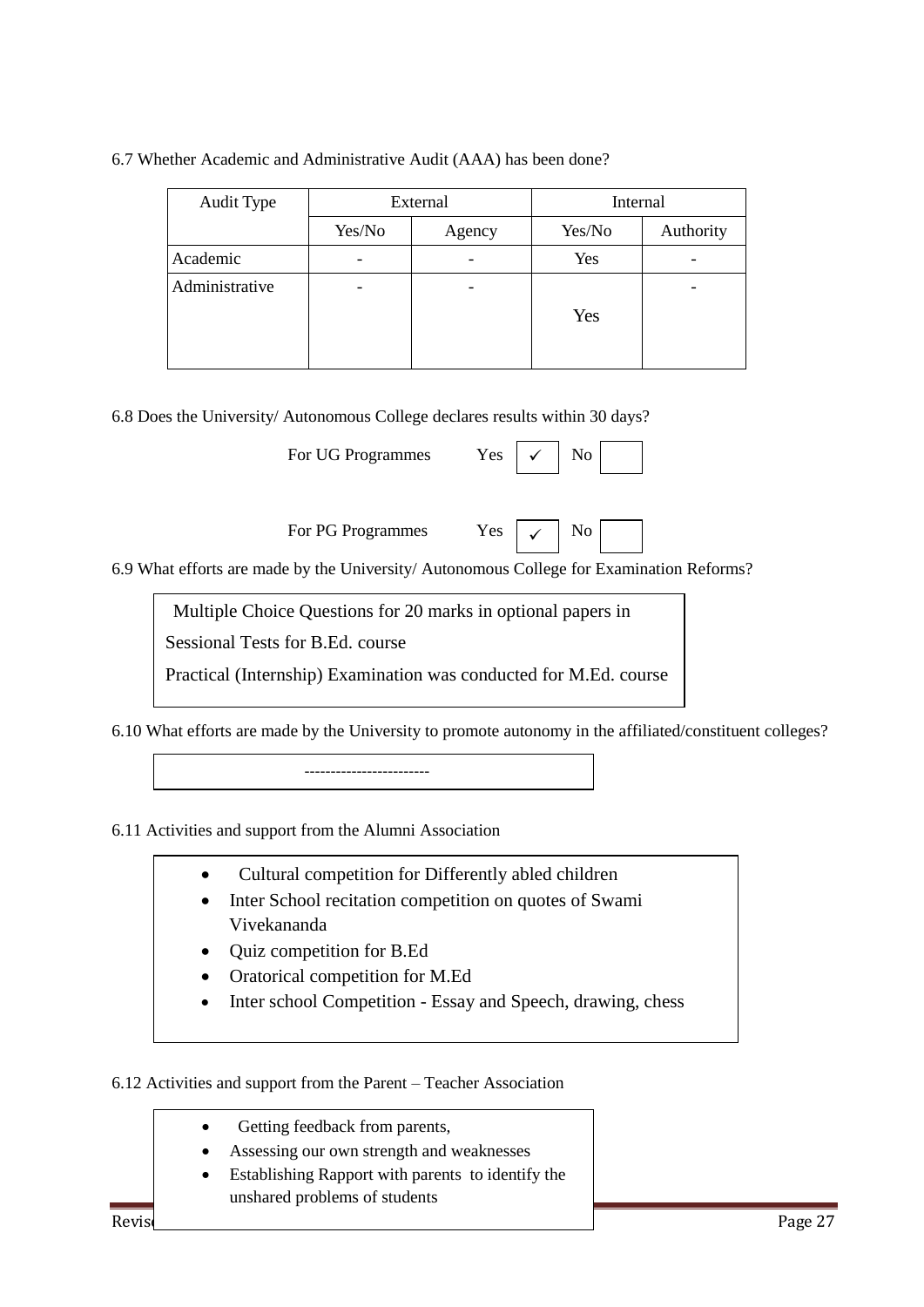6.7 Whether Academic and Administrative Audit (AAA) has been done?

| Audit Type | External | | Internal | |
|---|---|---|---|---|
| | Yes/No | Agency | Yes/No | Authority |
| Academic | - | - | Yes | - |
| Administrative | - | - | Yes | - |

6.8 Does the University/ Autonomous College declares results within 30 days?

For UG Programmes Yes ✓ No

For PG Programmes Yes ✓ No

6.9 What efforts are made by the University/ Autonomous College for Examination Reforms?

Multiple Choice Questions for 20 marks in optional papers in Sessional Tests for B.Ed. course

Practical (Internship) Examination was conducted for M.Ed. course

6.10 What efforts are made by the University to promote autonomy in the affiliated/constituent colleges?

-----------------------

6.11 Activities and support from the Alumni Association

- Cultural competition for Differently abled children
- Inter School recitation competition on quotes of Swami Vivekananda
- Quiz competition for B.Ed
- Oratorical competition for M.Ed
- Inter school Competition - Essay and Speech, drawing, chess

6.12 Activities and support from the Parent – Teacher Association

- Getting feedback from parents,
- Assessing our own strength and weaknesses
- Establishing Rapport with parents to identify the unshared problems of students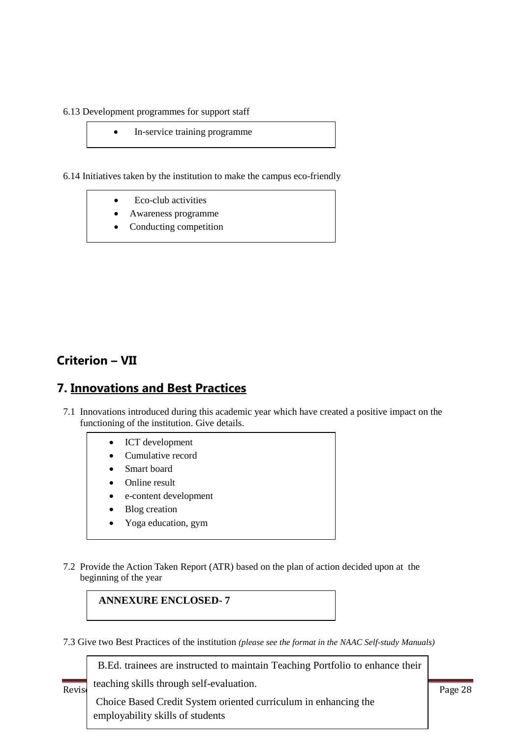6.13 Development programmes for support staff

- In-service training programme

6.14 Initiatives taken by the institution to make the campus eco-friendly

- Eco-club activities
- Awareness programme
- Conducting competition

## Criterion – VII

## 7. Innovations and Best Practices

7.1 Innovations introduced during this academic year which have created a positive impact on the functioning of the institution. Give details.

- ICT development
- Cumulative record
- Smart board
- Online result
- e-content development
- Blog creation
- Yoga education, gym

7.2 Provide the Action Taken Report (ATR) based on the plan of action decided upon at the beginning of the year

**ANNEXURE ENCLOSED- 7**

7.3 Give two Best Practices of the institution *(please see the format in the NAAC Self-study Manuals)*

B.Ed. trainees are instructed to maintain Teaching Portfolio to enhance their teaching skills through self-evaluation.

Choice Based Credit System oriented curriculum in enhancing the employability skills of students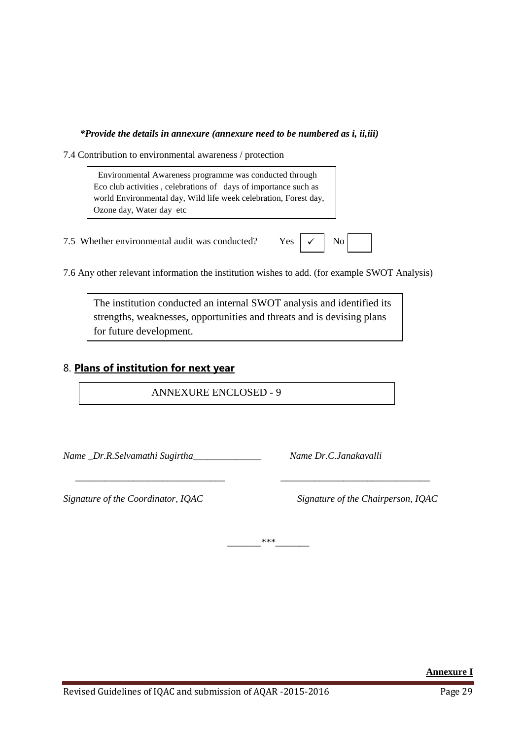***Provide the details in annexure (annexure need to be numbered as i, ii,iii)***

7.4 Contribution to environmental awareness / protection

> Environmental Awareness programme was conducted through Eco club activities , celebrations of days of importance such as world Environmental day, Wild life week celebration, Forest day, Ozone day, Water day etc

7.5 Whether environmental audit was conducted? Yes ✓ No

7.6 Any other relevant information the institution wishes to add. (for example SWOT Analysis)

> The institution conducted an internal SWOT analysis and identified its strengths, weaknesses, opportunities and threats and is devising plans for future development.

## 8. Plans of institution for next year

> ANNEXURE ENCLOSED - 9

*Name _Dr.R.Selvamathi Sugirtha______________*　　　*Name Dr.C.Janakavalli*

_______________________________　　　_______________________________

*Signature of the Coordinator, IQAC*　　　*Signature of the Chairperson, IQAC*

_______***_______

**Annexure I**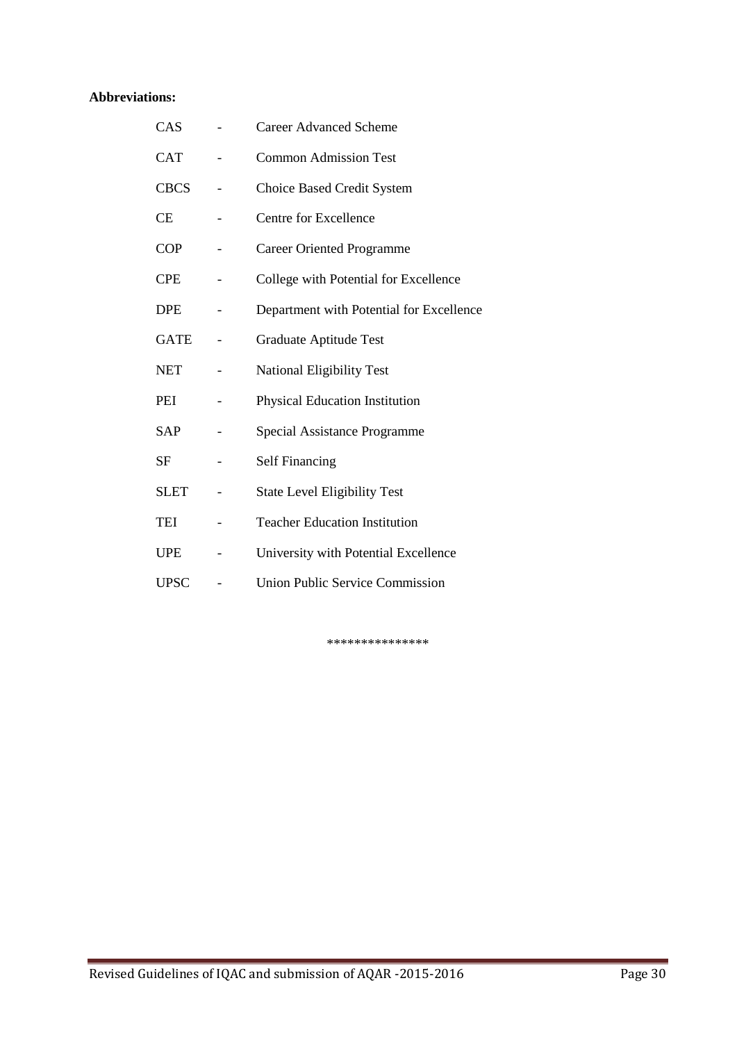**Abbreviations:**

| | | |
|---|---|---|
| CAS | - | Career Advanced Scheme |
| CAT | - | Common Admission Test |
| CBCS | - | Choice Based Credit System |
| CE | - | Centre for Excellence |
| COP | - | Career Oriented Programme |
| CPE | - | College with Potential for Excellence |
| DPE | - | Department with Potential for Excellence |
| GATE | - | Graduate Aptitude Test |
| NET | - | National Eligibility Test |
| PEI | - | Physical Education Institution |
| SAP | - | Special Assistance Programme |
| SF | - | Self Financing |
| SLET | - | State Level Eligibility Test |
| TEI | - | Teacher Education Institution |
| UPE | - | University with Potential Excellence |
| UPSC | - | Union Public Service Commission |

***************